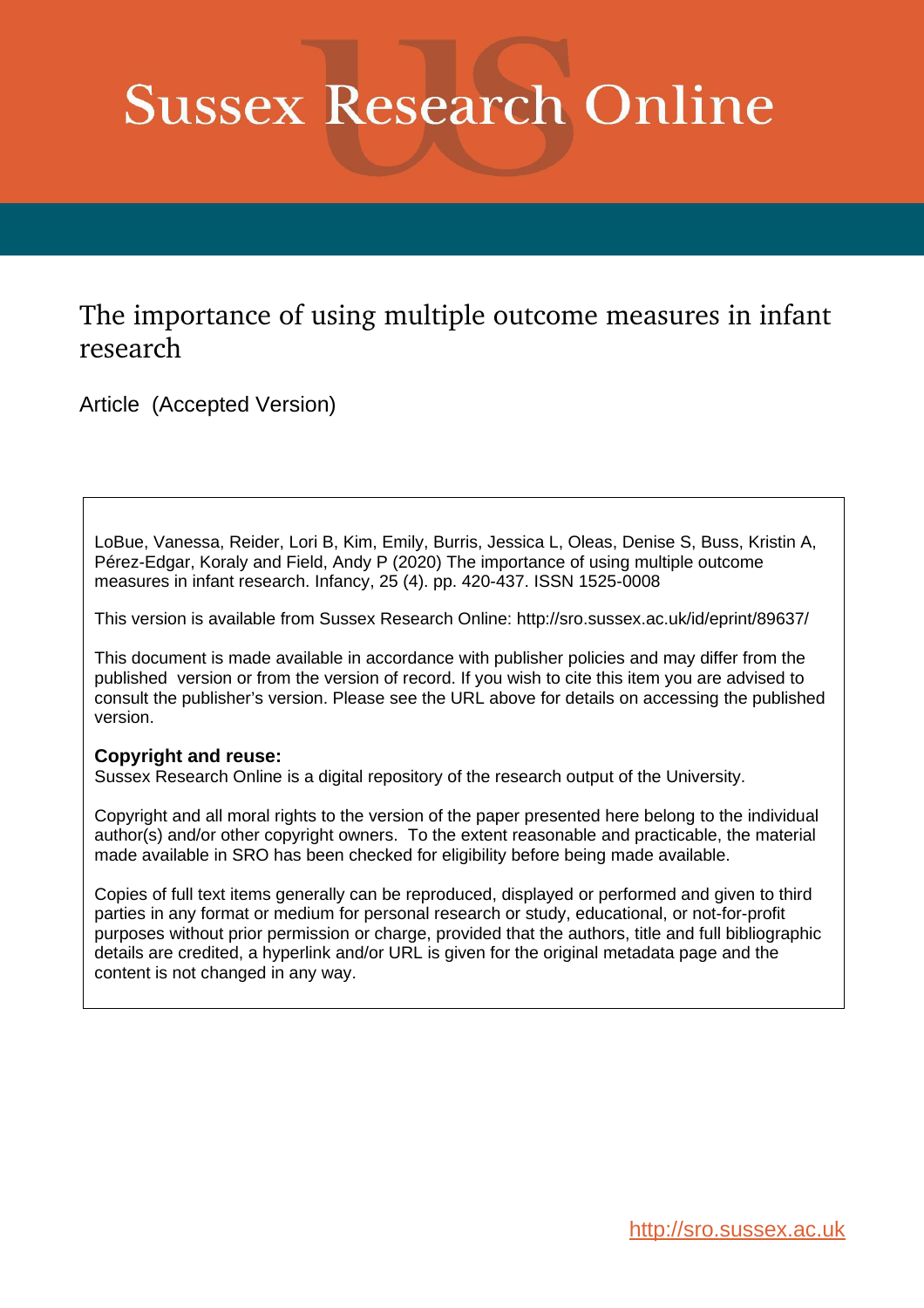# Sussex Research Online

## The importance of using multiple outcome measures in infant research

Article (Accepted Version)

LoBue, Vanessa, Reider, Lori B, Kim, Emily, Burris, Jessica L, Oleas, Denise S, Buss, Kristin A, Pérez-Edgar, Koraly and Field, Andy P (2020) The importance of using multiple outcome measures in infant research. Infancy, 25 (4). pp. 420-437. ISSN 1525-0008

This version is available from Sussex Research Online: http://sro.sussex.ac.uk/id/eprint/89637/

This document is made available in accordance with publisher policies and may differ from the published version or from the version of record. If you wish to cite this item you are advised to consult the publisher's version. Please see the URL above for details on accessing the published version.

**Copyright and reuse:**
Sussex Research Online is a digital repository of the research output of the University.

Copyright and all moral rights to the version of the paper presented here belong to the individual author(s) and/or other copyright owners. To the extent reasonable and practicable, the material made available in SRO has been checked for eligibility before being made available.

Copies of full text items generally can be reproduced, displayed or performed and given to third parties in any format or medium for personal research or study, educational, or not-for-profit purposes without prior permission or charge, provided that the authors, title and full bibliographic details are credited, a hyperlink and/or URL is given for the original metadata page and the content is not changed in any way.

http://sro.sussex.ac.uk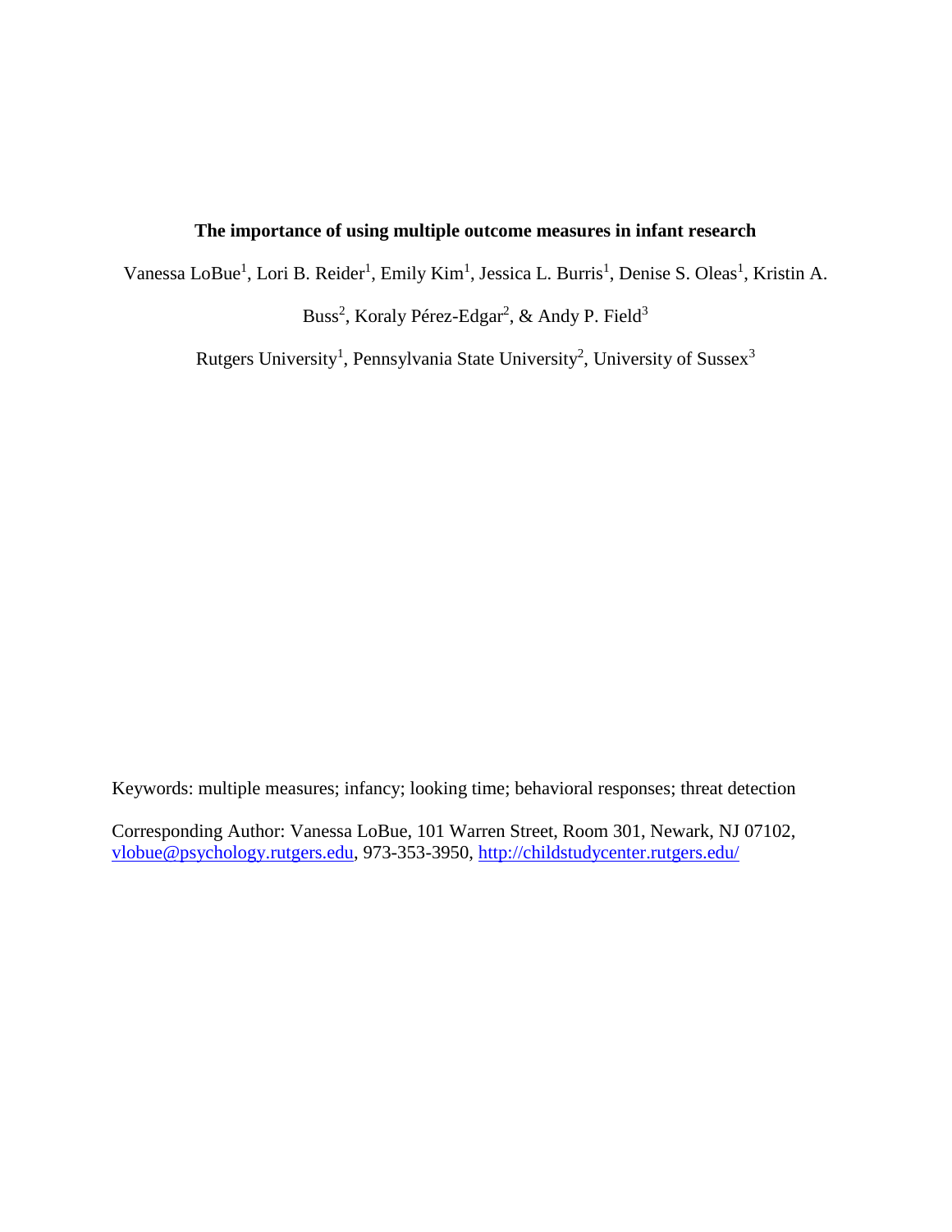**The importance of using multiple outcome measures in infant research**

Vanessa LoBue[1], Lori B. Reider[1], Emily Kim[1], Jessica L. Burris[1], Denise S. Oleas[1], Kristin A. Buss[2], Koraly Pérez-Edgar[2], & Andy P. Field[3]

Rutgers University[1], Pennsylvania State University[2], University of Sussex[3]

Keywords: multiple measures; infancy; looking time; behavioral responses; threat detection

Corresponding Author: Vanessa LoBue, 101 Warren Street, Room 301, Newark, NJ 07102, vlobue@psychology.rutgers.edu, 973-353-3950, http://childstudycenter.rutgers.edu/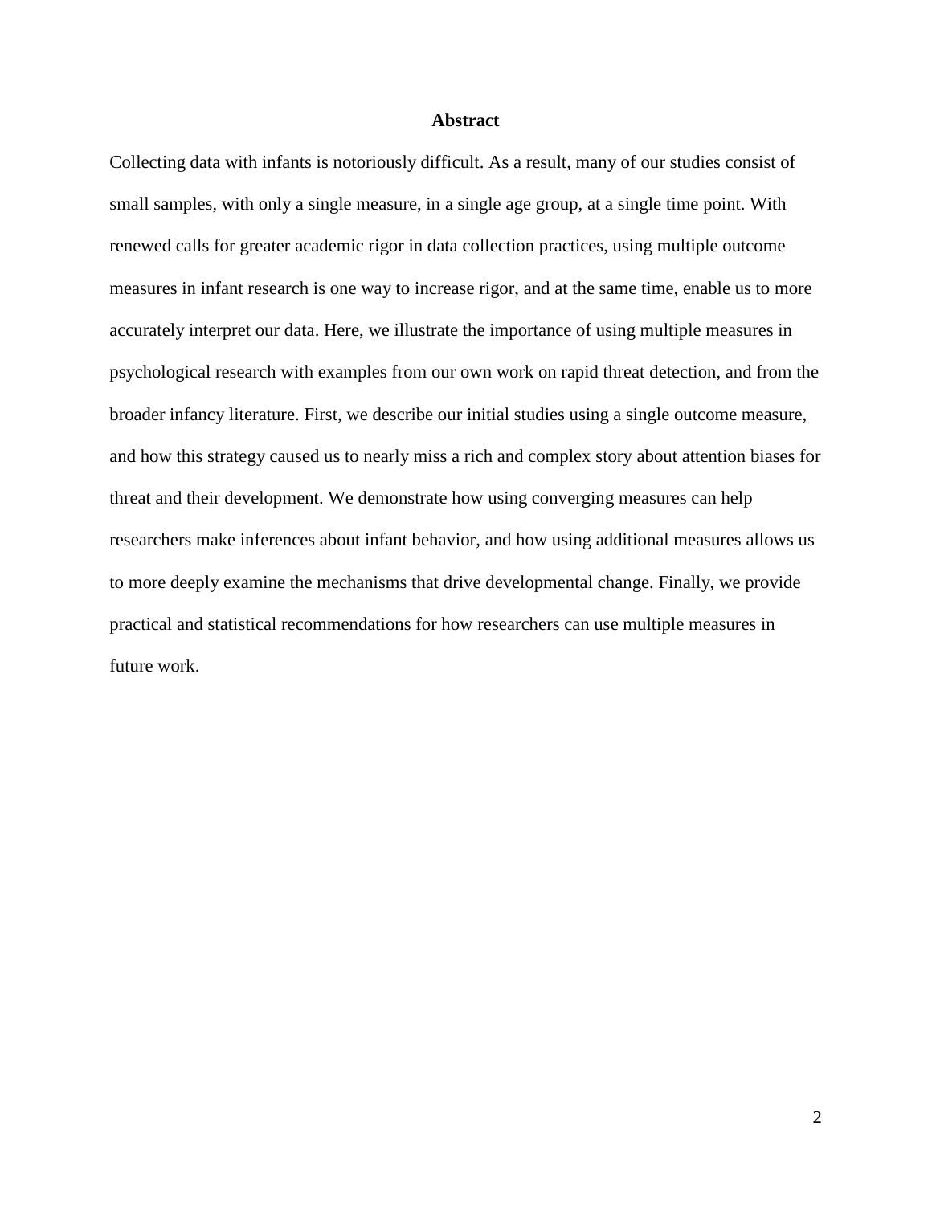# Abstract

Collecting data with infants is notoriously difficult. As a result, many of our studies consist of small samples, with only a single measure, in a single age group, at a single time point. With renewed calls for greater academic rigor in data collection practices, using multiple outcome measures in infant research is one way to increase rigor, and at the same time, enable us to more accurately interpret our data. Here, we illustrate the importance of using multiple measures in psychological research with examples from our own work on rapid threat detection, and from the broader infancy literature. First, we describe our initial studies using a single outcome measure, and how this strategy caused us to nearly miss a rich and complex story about attention biases for threat and their development. We demonstrate how using converging measures can help researchers make inferences about infant behavior, and how using additional measures allows us to more deeply examine the mechanisms that drive developmental change. Finally, we provide practical and statistical recommendations for how researchers can use multiple measures in future work.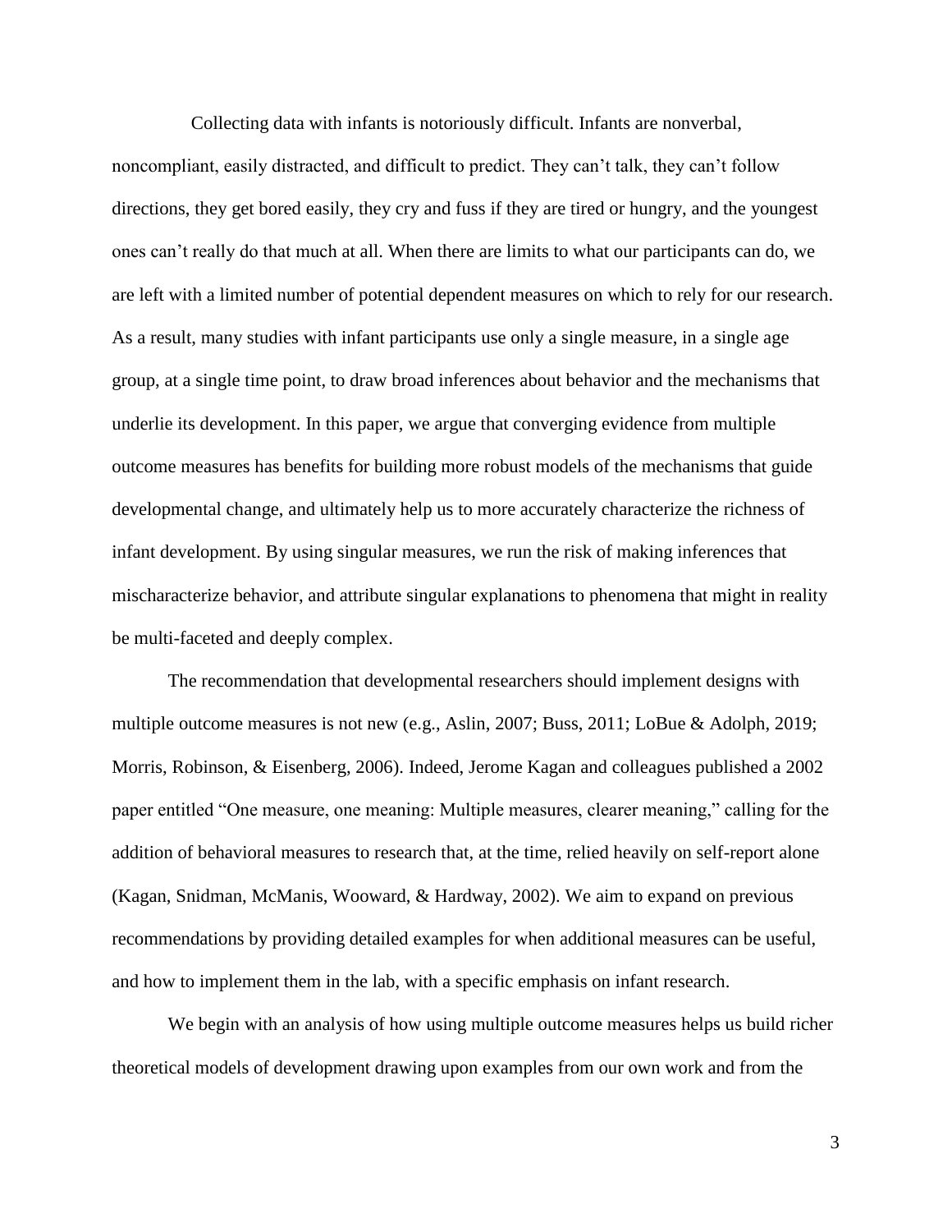Collecting data with infants is notoriously difficult. Infants are nonverbal, noncompliant, easily distracted, and difficult to predict. They can't talk, they can't follow directions, they get bored easily, they cry and fuss if they are tired or hungry, and the youngest ones can't really do that much at all. When there are limits to what our participants can do, we are left with a limited number of potential dependent measures on which to rely for our research. As a result, many studies with infant participants use only a single measure, in a single age group, at a single time point, to draw broad inferences about behavior and the mechanisms that underlie its development. In this paper, we argue that converging evidence from multiple outcome measures has benefits for building more robust models of the mechanisms that guide developmental change, and ultimately help us to more accurately characterize the richness of infant development. By using singular measures, we run the risk of making inferences that mischaracterize behavior, and attribute singular explanations to phenomena that might in reality be multi-faceted and deeply complex.

The recommendation that developmental researchers should implement designs with multiple outcome measures is not new (e.g., Aslin, 2007; Buss, 2011; LoBue & Adolph, 2019; Morris, Robinson, & Eisenberg, 2006). Indeed, Jerome Kagan and colleagues published a 2002 paper entitled "One measure, one meaning: Multiple measures, clearer meaning," calling for the addition of behavioral measures to research that, at the time, relied heavily on self-report alone (Kagan, Snidman, McManis, Wooward, & Hardway, 2002). We aim to expand on previous recommendations by providing detailed examples for when additional measures can be useful, and how to implement them in the lab, with a specific emphasis on infant research.

We begin with an analysis of how using multiple outcome measures helps us build richer theoretical models of development drawing upon examples from our own work and from the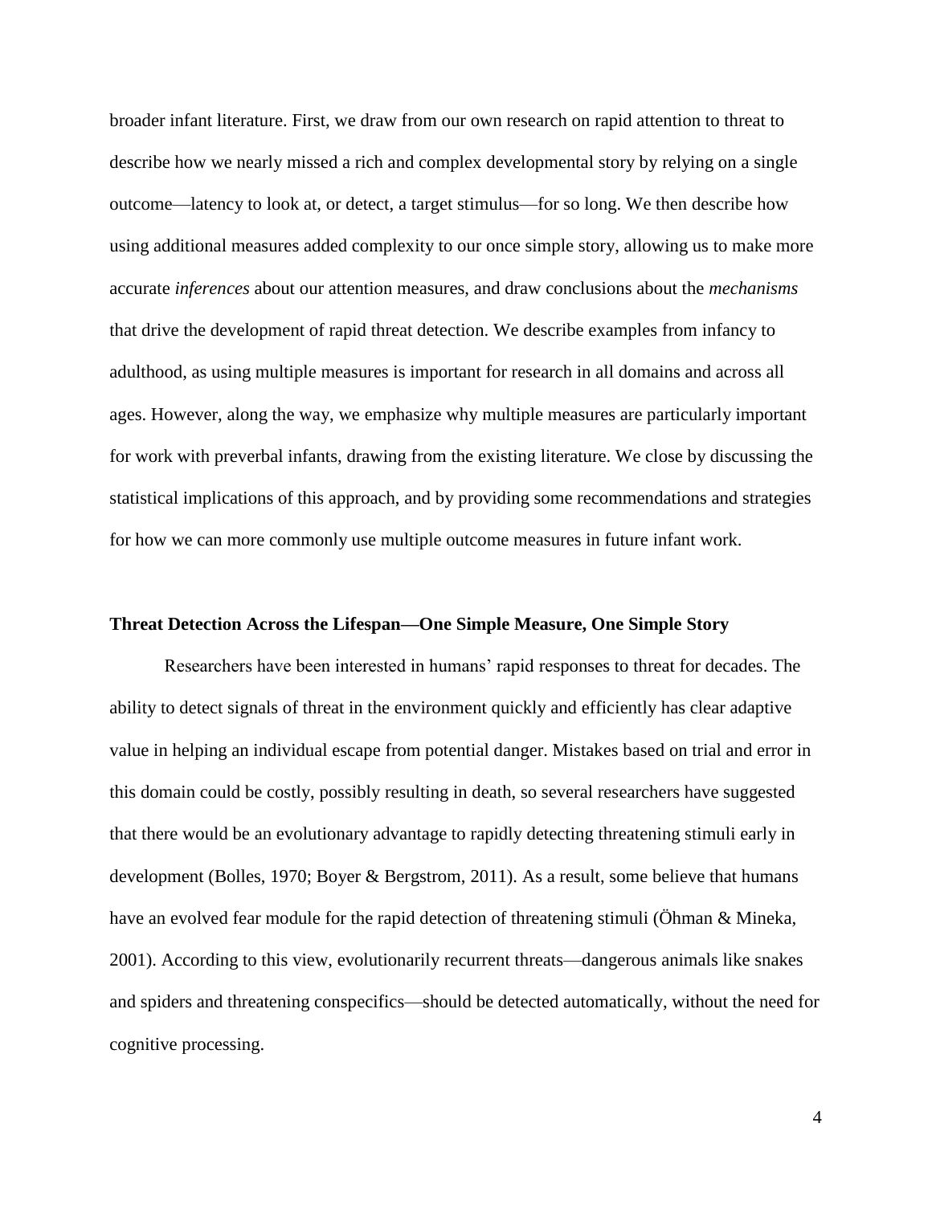broader infant literature. First, we draw from our own research on rapid attention to threat to describe how we nearly missed a rich and complex developmental story by relying on a single outcome—latency to look at, or detect, a target stimulus—for so long. We then describe how using additional measures added complexity to our once simple story, allowing us to make more accurate *inferences* about our attention measures, and draw conclusions about the *mechanisms* that drive the development of rapid threat detection. We describe examples from infancy to adulthood, as using multiple measures is important for research in all domains and across all ages. However, along the way, we emphasize why multiple measures are particularly important for work with preverbal infants, drawing from the existing literature. We close by discussing the statistical implications of this approach, and by providing some recommendations and strategies for how we can more commonly use multiple outcome measures in future infant work.

**Threat Detection Across the Lifespan—One Simple Measure, One Simple Story**

Researchers have been interested in humans' rapid responses to threat for decades. The ability to detect signals of threat in the environment quickly and efficiently has clear adaptive value in helping an individual escape from potential danger. Mistakes based on trial and error in this domain could be costly, possibly resulting in death, so several researchers have suggested that there would be an evolutionary advantage to rapidly detecting threatening stimuli early in development (Bolles, 1970; Boyer & Bergstrom, 2011). As a result, some believe that humans have an evolved fear module for the rapid detection of threatening stimuli (Öhman & Mineka, 2001). According to this view, evolutionarily recurrent threats—dangerous animals like snakes and spiders and threatening conspecifics—should be detected automatically, without the need for cognitive processing.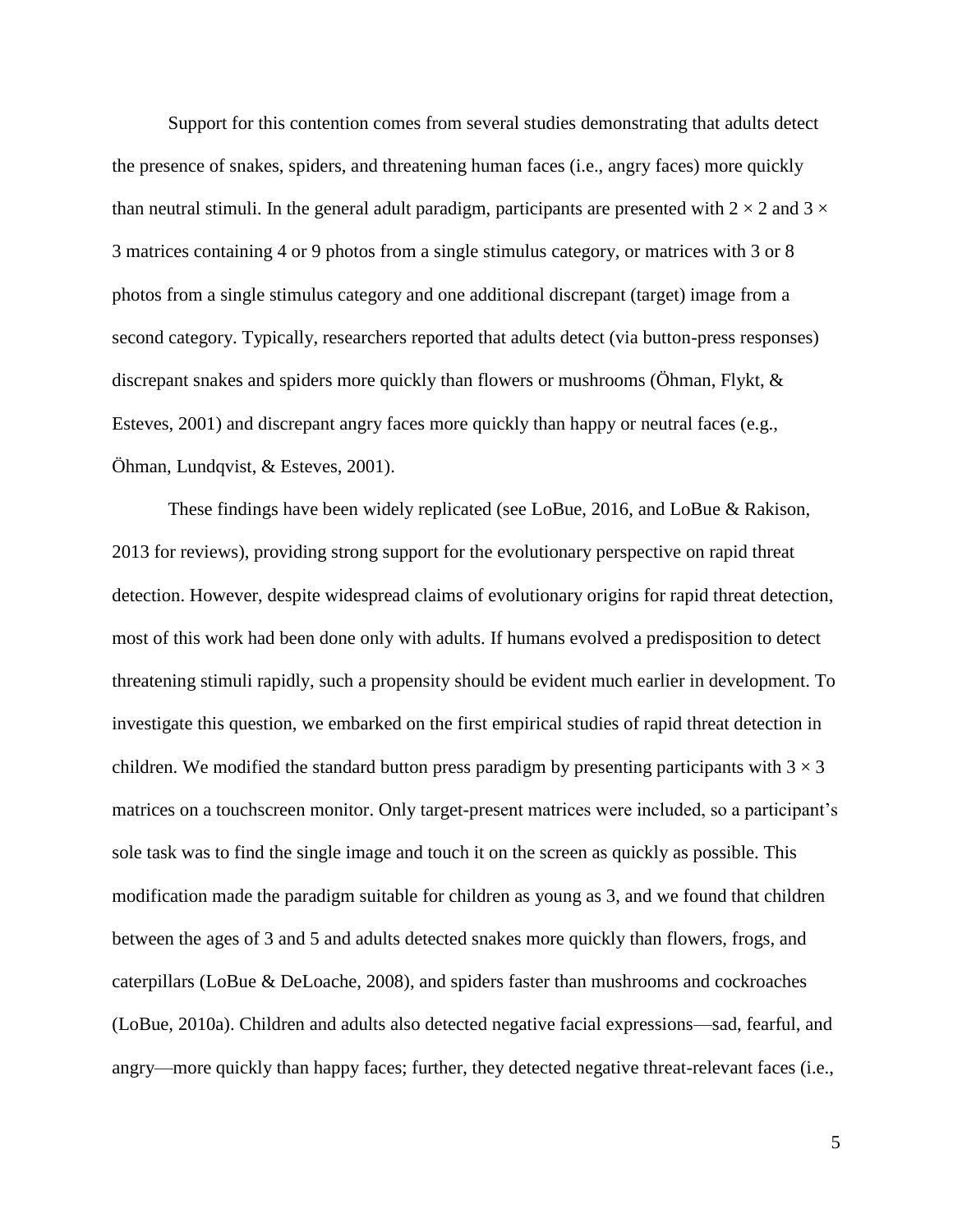Support for this contention comes from several studies demonstrating that adults detect the presence of snakes, spiders, and threatening human faces (i.e., angry faces) more quickly than neutral stimuli. In the general adult paradigm, participants are presented with $2 \times 2$ and $3 \times 3$ matrices containing 4 or 9 photos from a single stimulus category, or matrices with 3 or 8 photos from a single stimulus category and one additional discrepant (target) image from a second category. Typically, researchers reported that adults detect (via button-press responses) discrepant snakes and spiders more quickly than flowers or mushrooms (Öhman, Flykt, & Esteves, 2001) and discrepant angry faces more quickly than happy or neutral faces (e.g., Öhman, Lundqvist, & Esteves, 2001).

These findings have been widely replicated (see LoBue, 2016, and LoBue & Rakison, 2013 for reviews), providing strong support for the evolutionary perspective on rapid threat detection. However, despite widespread claims of evolutionary origins for rapid threat detection, most of this work had been done only with adults. If humans evolved a predisposition to detect threatening stimuli rapidly, such a propensity should be evident much earlier in development. To investigate this question, we embarked on the first empirical studies of rapid threat detection in children. We modified the standard button press paradigm by presenting participants with $3 \times 3$ matrices on a touchscreen monitor. Only target-present matrices were included, so a participant's sole task was to find the single image and touch it on the screen as quickly as possible. This modification made the paradigm suitable for children as young as 3, and we found that children between the ages of 3 and 5 and adults detected snakes more quickly than flowers, frogs, and caterpillars (LoBue & DeLoache, 2008), and spiders faster than mushrooms and cockroaches (LoBue, 2010a). Children and adults also detected negative facial expressions—sad, fearful, and angry—more quickly than happy faces; further, they detected negative threat-relevant faces (i.e.,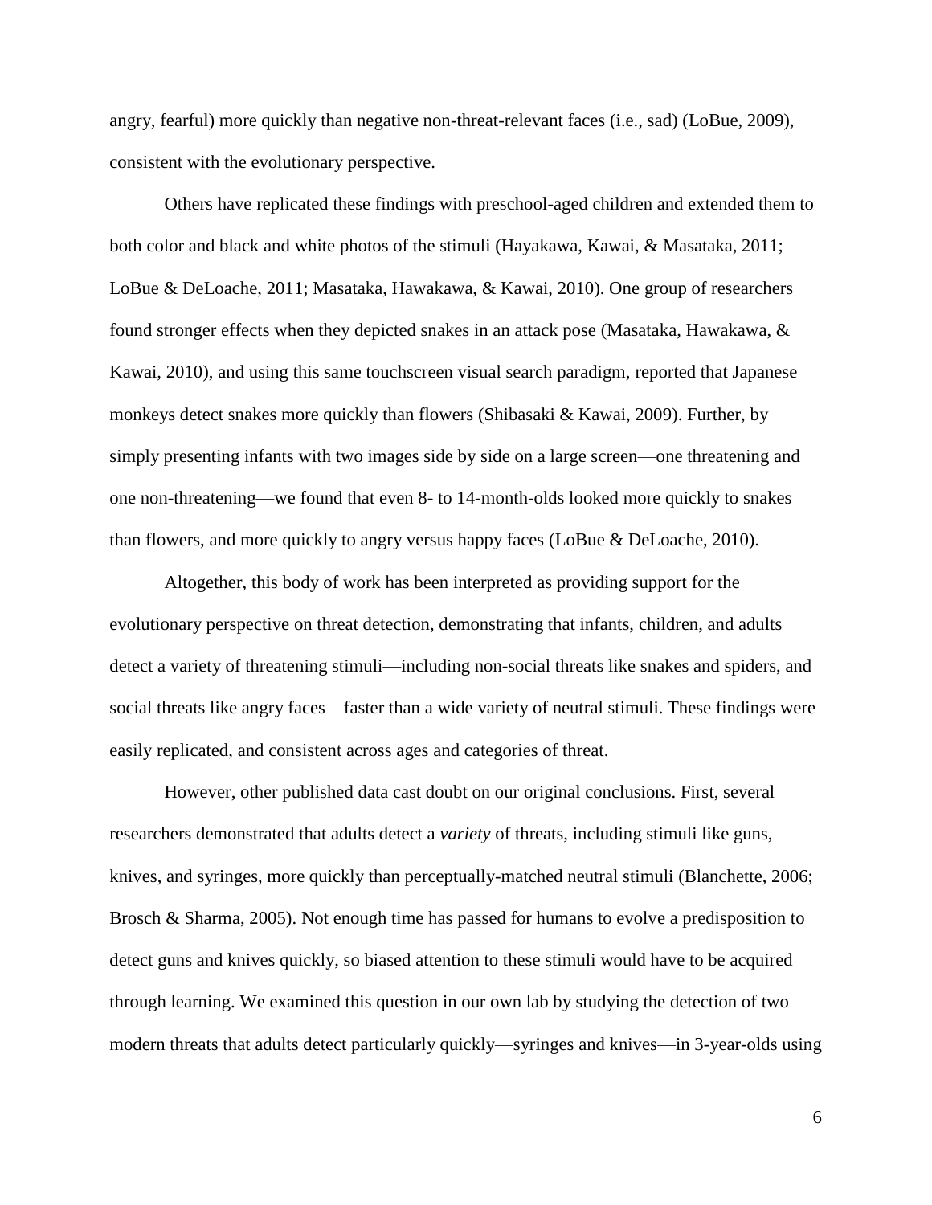angry, fearful) more quickly than negative non-threat-relevant faces (i.e., sad) (LoBue, 2009), consistent with the evolutionary perspective.

Others have replicated these findings with preschool-aged children and extended them to both color and black and white photos of the stimuli (Hayakawa, Kawai, & Masataka, 2011; LoBue & DeLoache, 2011; Masataka, Hawakawa, & Kawai, 2010). One group of researchers found stronger effects when they depicted snakes in an attack pose (Masataka, Hawakawa, & Kawai, 2010), and using this same touchscreen visual search paradigm, reported that Japanese monkeys detect snakes more quickly than flowers (Shibasaki & Kawai, 2009). Further, by simply presenting infants with two images side by side on a large screen—one threatening and one non-threatening—we found that even 8- to 14-month-olds looked more quickly to snakes than flowers, and more quickly to angry versus happy faces (LoBue & DeLoache, 2010).

Altogether, this body of work has been interpreted as providing support for the evolutionary perspective on threat detection, demonstrating that infants, children, and adults detect a variety of threatening stimuli—including non-social threats like snakes and spiders, and social threats like angry faces—faster than a wide variety of neutral stimuli. These findings were easily replicated, and consistent across ages and categories of threat.

However, other published data cast doubt on our original conclusions. First, several researchers demonstrated that adults detect a *variety* of threats, including stimuli like guns, knives, and syringes, more quickly than perceptually-matched neutral stimuli (Blanchette, 2006; Brosch & Sharma, 2005). Not enough time has passed for humans to evolve a predisposition to detect guns and knives quickly, so biased attention to these stimuli would have to be acquired through learning. We examined this question in our own lab by studying the detection of two modern threats that adults detect particularly quickly—syringes and knives—in 3-year-olds using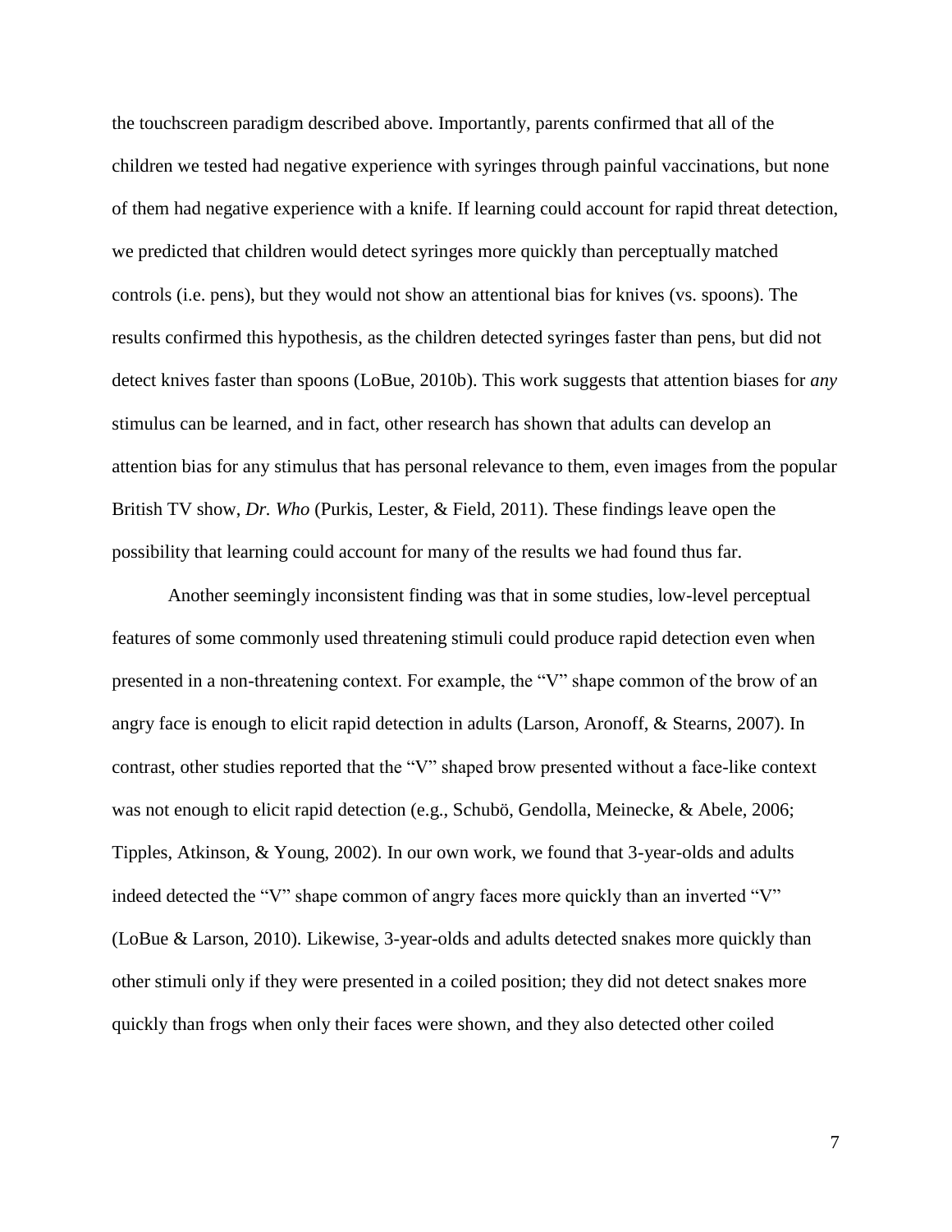the touchscreen paradigm described above. Importantly, parents confirmed that all of the children we tested had negative experience with syringes through painful vaccinations, but none of them had negative experience with a knife. If learning could account for rapid threat detection, we predicted that children would detect syringes more quickly than perceptually matched controls (i.e. pens), but they would not show an attentional bias for knives (vs. spoons). The results confirmed this hypothesis, as the children detected syringes faster than pens, but did not detect knives faster than spoons (LoBue, 2010b). This work suggests that attention biases for *any* stimulus can be learned, and in fact, other research has shown that adults can develop an attention bias for any stimulus that has personal relevance to them, even images from the popular British TV show, *Dr. Who* (Purkis, Lester, & Field, 2011). These findings leave open the possibility that learning could account for many of the results we had found thus far.

Another seemingly inconsistent finding was that in some studies, low-level perceptual features of some commonly used threatening stimuli could produce rapid detection even when presented in a non-threatening context. For example, the "V" shape common of the brow of an angry face is enough to elicit rapid detection in adults (Larson, Aronoff, & Stearns, 2007). In contrast, other studies reported that the "V" shaped brow presented without a face-like context was not enough to elicit rapid detection (e.g., Schubö, Gendolla, Meinecke, & Abele, 2006; Tipples, Atkinson, & Young, 2002). In our own work, we found that 3-year-olds and adults indeed detected the "V" shape common of angry faces more quickly than an inverted "V" (LoBue & Larson, 2010). Likewise, 3-year-olds and adults detected snakes more quickly than other stimuli only if they were presented in a coiled position; they did not detect snakes more quickly than frogs when only their faces were shown, and they also detected other coiled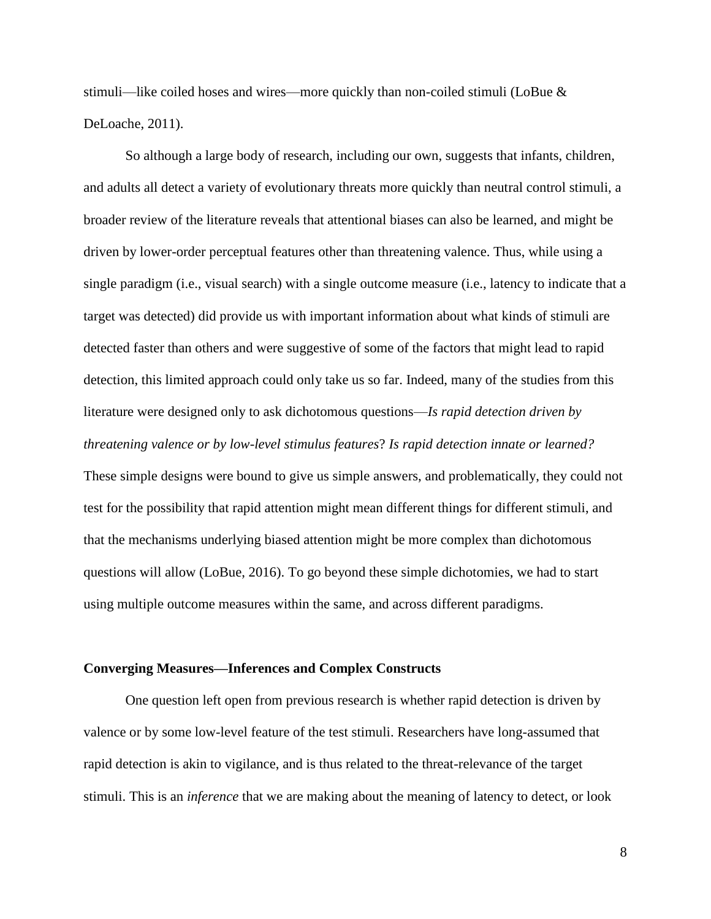stimuli—like coiled hoses and wires—more quickly than non-coiled stimuli (LoBue & DeLoache, 2011).

So although a large body of research, including our own, suggests that infants, children, and adults all detect a variety of evolutionary threats more quickly than neutral control stimuli, a broader review of the literature reveals that attentional biases can also be learned, and might be driven by lower-order perceptual features other than threatening valence. Thus, while using a single paradigm (i.e., visual search) with a single outcome measure (i.e., latency to indicate that a target was detected) did provide us with important information about what kinds of stimuli are detected faster than others and were suggestive of some of the factors that might lead to rapid detection, this limited approach could only take us so far. Indeed, many of the studies from this literature were designed only to ask dichotomous questions—*Is rapid detection driven by threatening valence or by low-level stimulus features*? *Is rapid detection innate or learned?* These simple designs were bound to give us simple answers, and problematically, they could not test for the possibility that rapid attention might mean different things for different stimuli, and that the mechanisms underlying biased attention might be more complex than dichotomous questions will allow (LoBue, 2016). To go beyond these simple dichotomies, we had to start using multiple outcome measures within the same, and across different paradigms.

**Converging Measures—Inferences and Complex Constructs**

One question left open from previous research is whether rapid detection is driven by valence or by some low-level feature of the test stimuli. Researchers have long-assumed that rapid detection is akin to vigilance, and is thus related to the threat-relevance of the target stimuli. This is an *inference* that we are making about the meaning of latency to detect, or look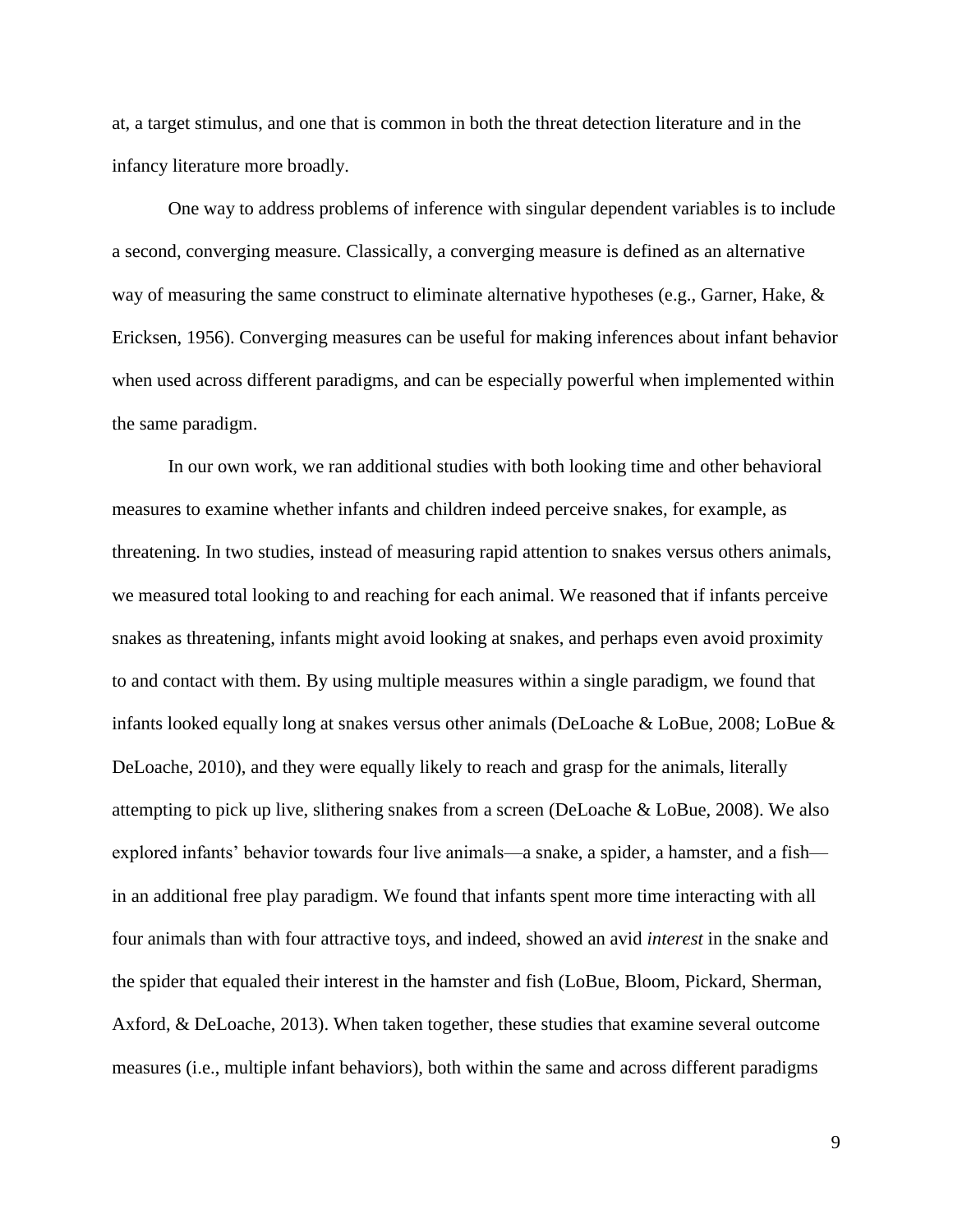at, a target stimulus, and one that is common in both the threat detection literature and in the infancy literature more broadly.

One way to address problems of inference with singular dependent variables is to include a second, converging measure. Classically, a converging measure is defined as an alternative way of measuring the same construct to eliminate alternative hypotheses (e.g., Garner, Hake, & Ericksen, 1956). Converging measures can be useful for making inferences about infant behavior when used across different paradigms, and can be especially powerful when implemented within the same paradigm.

In our own work, we ran additional studies with both looking time and other behavioral measures to examine whether infants and children indeed perceive snakes, for example, as threatening. In two studies, instead of measuring rapid attention to snakes versus others animals, we measured total looking to and reaching for each animal. We reasoned that if infants perceive snakes as threatening, infants might avoid looking at snakes, and perhaps even avoid proximity to and contact with them. By using multiple measures within a single paradigm, we found that infants looked equally long at snakes versus other animals (DeLoache & LoBue, 2008; LoBue & DeLoache, 2010), and they were equally likely to reach and grasp for the animals, literally attempting to pick up live, slithering snakes from a screen (DeLoache & LoBue, 2008). We also explored infants' behavior towards four live animals—a snake, a spider, a hamster, and a fish—in an additional free play paradigm. We found that infants spent more time interacting with all four animals than with four attractive toys, and indeed, showed an avid *interest* in the snake and the spider that equaled their interest in the hamster and fish (LoBue, Bloom, Pickard, Sherman, Axford, & DeLoache, 2013). When taken together, these studies that examine several outcome measures (i.e., multiple infant behaviors), both within the same and across different paradigms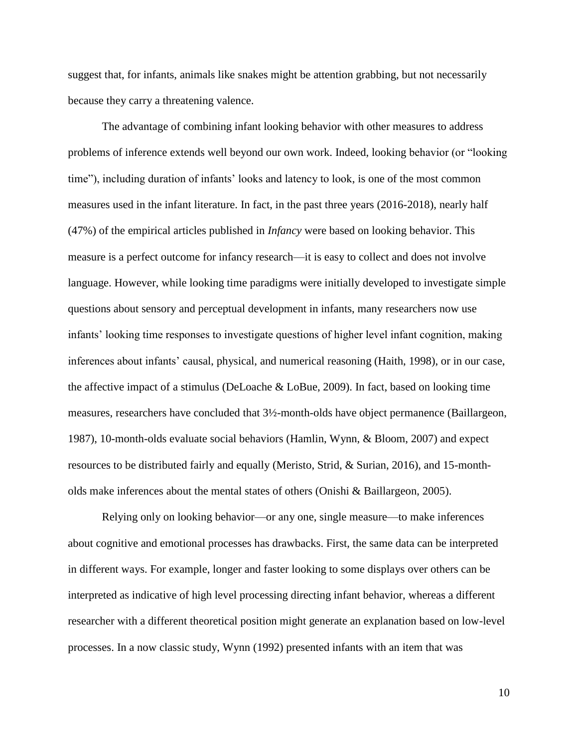suggest that, for infants, animals like snakes might be attention grabbing, but not necessarily because they carry a threatening valence.

The advantage of combining infant looking behavior with other measures to address problems of inference extends well beyond our own work. Indeed, looking behavior (or "looking time"), including duration of infants' looks and latency to look, is one of the most common measures used in the infant literature. In fact, in the past three years (2016-2018), nearly half (47%) of the empirical articles published in *Infancy* were based on looking behavior. This measure is a perfect outcome for infancy research—it is easy to collect and does not involve language. However, while looking time paradigms were initially developed to investigate simple questions about sensory and perceptual development in infants, many researchers now use infants' looking time responses to investigate questions of higher level infant cognition, making inferences about infants' causal, physical, and numerical reasoning (Haith, 1998), or in our case, the affective impact of a stimulus (DeLoache & LoBue, 2009). In fact, based on looking time measures, researchers have concluded that 3½-month-olds have object permanence (Baillargeon, 1987), 10-month-olds evaluate social behaviors (Hamlin, Wynn, & Bloom, 2007) and expect resources to be distributed fairly and equally (Meristo, Strid, & Surian, 2016), and 15-month-olds make inferences about the mental states of others (Onishi & Baillargeon, 2005).

Relying only on looking behavior—or any one, single measure—to make inferences about cognitive and emotional processes has drawbacks. First, the same data can be interpreted in different ways. For example, longer and faster looking to some displays over others can be interpreted as indicative of high level processing directing infant behavior, whereas a different researcher with a different theoretical position might generate an explanation based on low-level processes. In a now classic study, Wynn (1992) presented infants with an item that was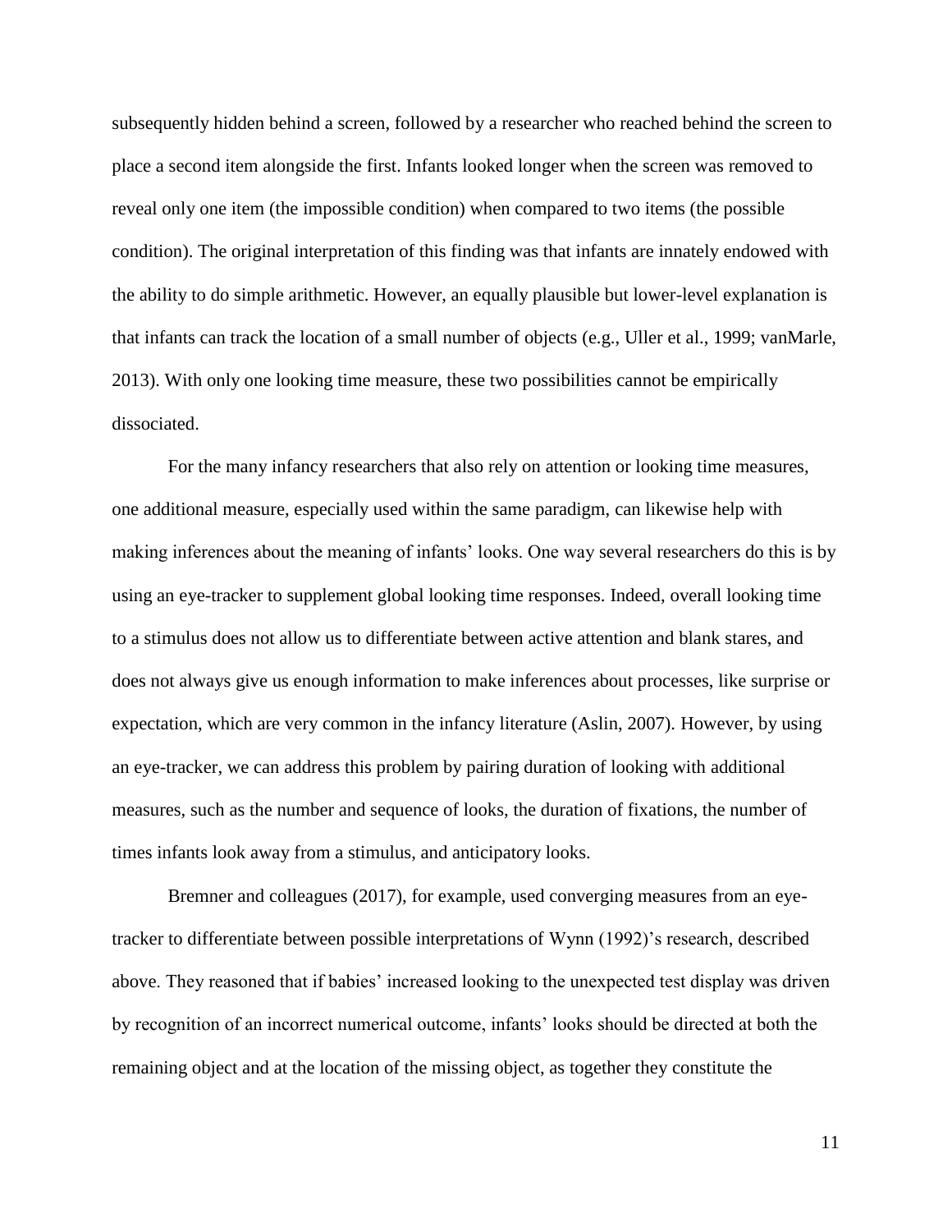subsequently hidden behind a screen, followed by a researcher who reached behind the screen to place a second item alongside the first. Infants looked longer when the screen was removed to reveal only one item (the impossible condition) when compared to two items (the possible condition). The original interpretation of this finding was that infants are innately endowed with the ability to do simple arithmetic. However, an equally plausible but lower-level explanation is that infants can track the location of a small number of objects (e.g., Uller et al., 1999; vanMarle, 2013). With only one looking time measure, these two possibilities cannot be empirically dissociated.

For the many infancy researchers that also rely on attention or looking time measures, one additional measure, especially used within the same paradigm, can likewise help with making inferences about the meaning of infants' looks. One way several researchers do this is by using an eye-tracker to supplement global looking time responses. Indeed, overall looking time to a stimulus does not allow us to differentiate between active attention and blank stares, and does not always give us enough information to make inferences about processes, like surprise or expectation, which are very common in the infancy literature (Aslin, 2007). However, by using an eye-tracker, we can address this problem by pairing duration of looking with additional measures, such as the number and sequence of looks, the duration of fixations, the number of times infants look away from a stimulus, and anticipatory looks.

Bremner and colleagues (2017), for example, used converging measures from an eye-tracker to differentiate between possible interpretations of Wynn (1992)'s research, described above. They reasoned that if babies' increased looking to the unexpected test display was driven by recognition of an incorrect numerical outcome, infants' looks should be directed at both the remaining object and at the location of the missing object, as together they constitute the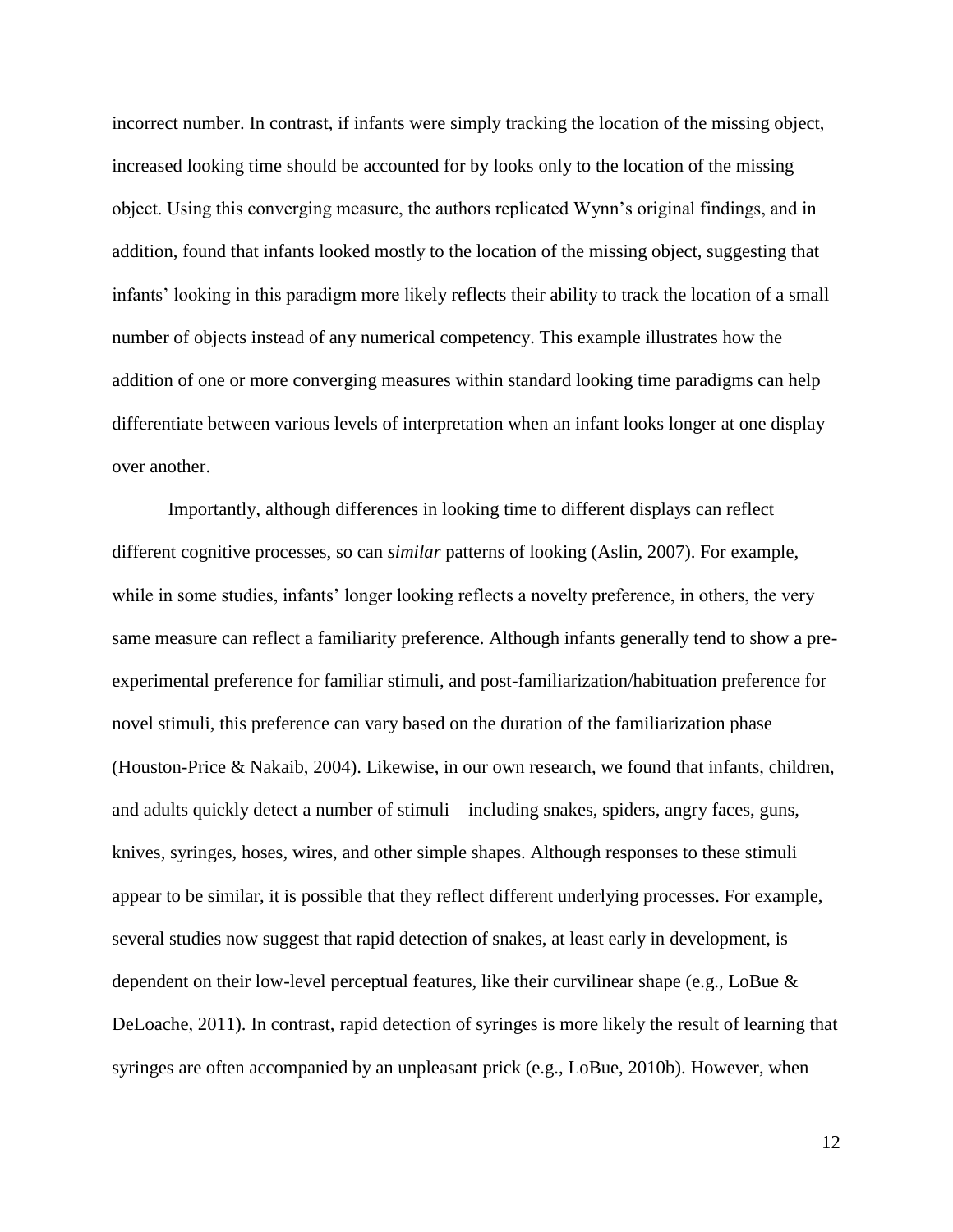incorrect number. In contrast, if infants were simply tracking the location of the missing object, increased looking time should be accounted for by looks only to the location of the missing object. Using this converging measure, the authors replicated Wynn's original findings, and in addition, found that infants looked mostly to the location of the missing object, suggesting that infants' looking in this paradigm more likely reflects their ability to track the location of a small number of objects instead of any numerical competency. This example illustrates how the addition of one or more converging measures within standard looking time paradigms can help differentiate between various levels of interpretation when an infant looks longer at one display over another.

Importantly, although differences in looking time to different displays can reflect different cognitive processes, so can *similar* patterns of looking (Aslin, 2007). For example, while in some studies, infants' longer looking reflects a novelty preference, in others, the very same measure can reflect a familiarity preference. Although infants generally tend to show a pre-experimental preference for familiar stimuli, and post-familiarization/habituation preference for novel stimuli, this preference can vary based on the duration of the familiarization phase (Houston-Price & Nakaib, 2004). Likewise, in our own research, we found that infants, children, and adults quickly detect a number of stimuli—including snakes, spiders, angry faces, guns, knives, syringes, hoses, wires, and other simple shapes. Although responses to these stimuli appear to be similar, it is possible that they reflect different underlying processes. For example, several studies now suggest that rapid detection of snakes, at least early in development, is dependent on their low-level perceptual features, like their curvilinear shape (e.g., LoBue & DeLoache, 2011). In contrast, rapid detection of syringes is more likely the result of learning that syringes are often accompanied by an unpleasant prick (e.g., LoBue, 2010b). However, when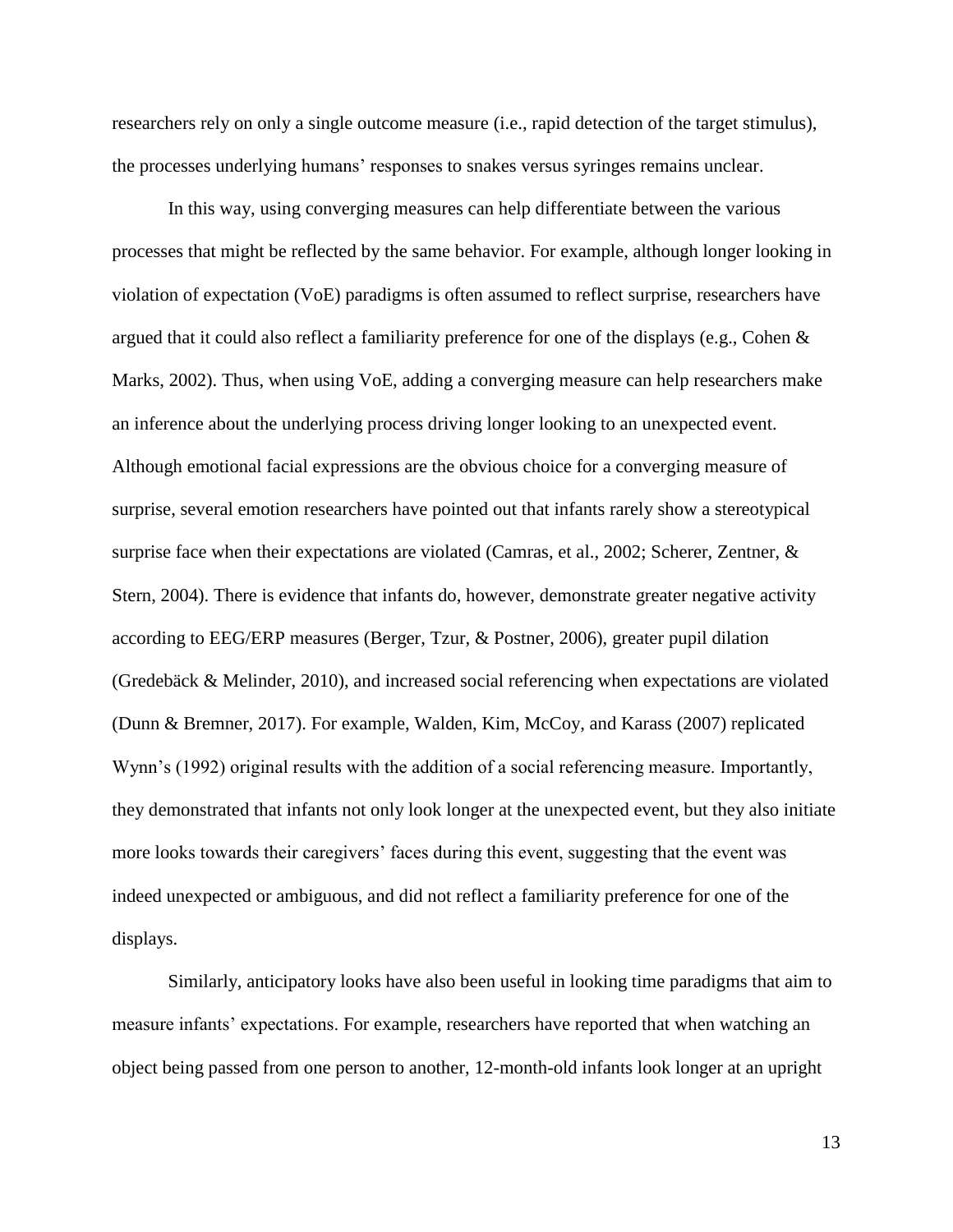researchers rely on only a single outcome measure (i.e., rapid detection of the target stimulus), the processes underlying humans' responses to snakes versus syringes remains unclear.

In this way, using converging measures can help differentiate between the various processes that might be reflected by the same behavior. For example, although longer looking in violation of expectation (VoE) paradigms is often assumed to reflect surprise, researchers have argued that it could also reflect a familiarity preference for one of the displays (e.g., Cohen & Marks, 2002). Thus, when using VoE, adding a converging measure can help researchers make an inference about the underlying process driving longer looking to an unexpected event. Although emotional facial expressions are the obvious choice for a converging measure of surprise, several emotion researchers have pointed out that infants rarely show a stereotypical surprise face when their expectations are violated (Camras, et al., 2002; Scherer, Zentner, & Stern, 2004). There is evidence that infants do, however, demonstrate greater negative activity according to EEG/ERP measures (Berger, Tzur, & Postner, 2006), greater pupil dilation (Gredebäck & Melinder, 2010), and increased social referencing when expectations are violated (Dunn & Bremner, 2017). For example, Walden, Kim, McCoy, and Karass (2007) replicated Wynn's (1992) original results with the addition of a social referencing measure. Importantly, they demonstrated that infants not only look longer at the unexpected event, but they also initiate more looks towards their caregivers' faces during this event, suggesting that the event was indeed unexpected or ambiguous, and did not reflect a familiarity preference for one of the displays.

Similarly, anticipatory looks have also been useful in looking time paradigms that aim to measure infants' expectations. For example, researchers have reported that when watching an object being passed from one person to another, 12-month-old infants look longer at an upright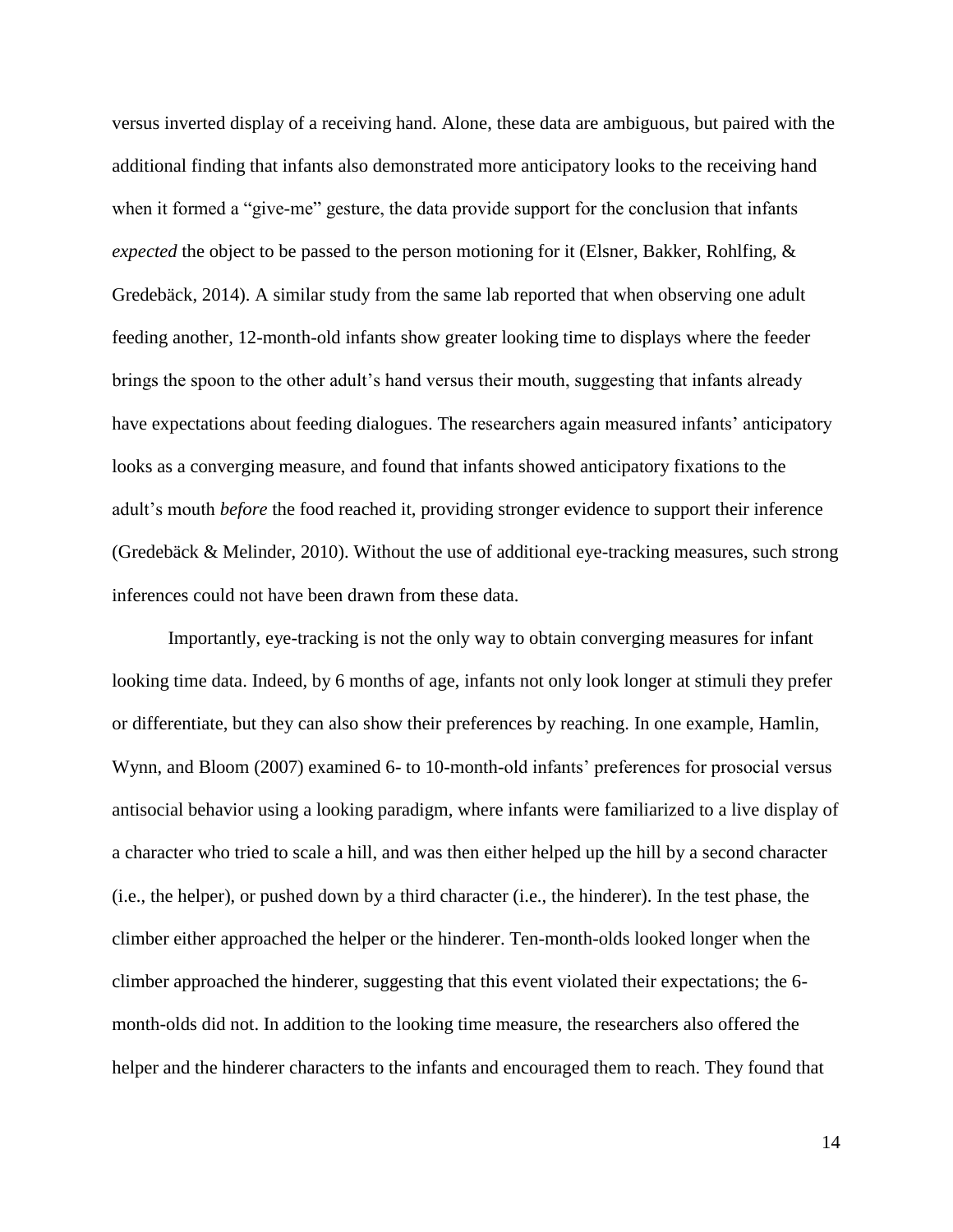versus inverted display of a receiving hand. Alone, these data are ambiguous, but paired with the additional finding that infants also demonstrated more anticipatory looks to the receiving hand when it formed a "give-me" gesture, the data provide support for the conclusion that infants *expected* the object to be passed to the person motioning for it (Elsner, Bakker, Rohlfing, & Gredebäck, 2014). A similar study from the same lab reported that when observing one adult feeding another, 12-month-old infants show greater looking time to displays where the feeder brings the spoon to the other adult's hand versus their mouth, suggesting that infants already have expectations about feeding dialogues. The researchers again measured infants' anticipatory looks as a converging measure, and found that infants showed anticipatory fixations to the adult's mouth *before* the food reached it, providing stronger evidence to support their inference (Gredebäck & Melinder, 2010). Without the use of additional eye-tracking measures, such strong inferences could not have been drawn from these data.

Importantly, eye-tracking is not the only way to obtain converging measures for infant looking time data. Indeed, by 6 months of age, infants not only look longer at stimuli they prefer or differentiate, but they can also show their preferences by reaching. In one example, Hamlin, Wynn, and Bloom (2007) examined 6- to 10-month-old infants' preferences for prosocial versus antisocial behavior using a looking paradigm, where infants were familiarized to a live display of a character who tried to scale a hill, and was then either helped up the hill by a second character (i.e., the helper), or pushed down by a third character (i.e., the hinderer). In the test phase, the climber either approached the helper or the hinderer. Ten-month-olds looked longer when the climber approached the hinderer, suggesting that this event violated their expectations; the 6-month-olds did not. In addition to the looking time measure, the researchers also offered the helper and the hinderer characters to the infants and encouraged them to reach. They found that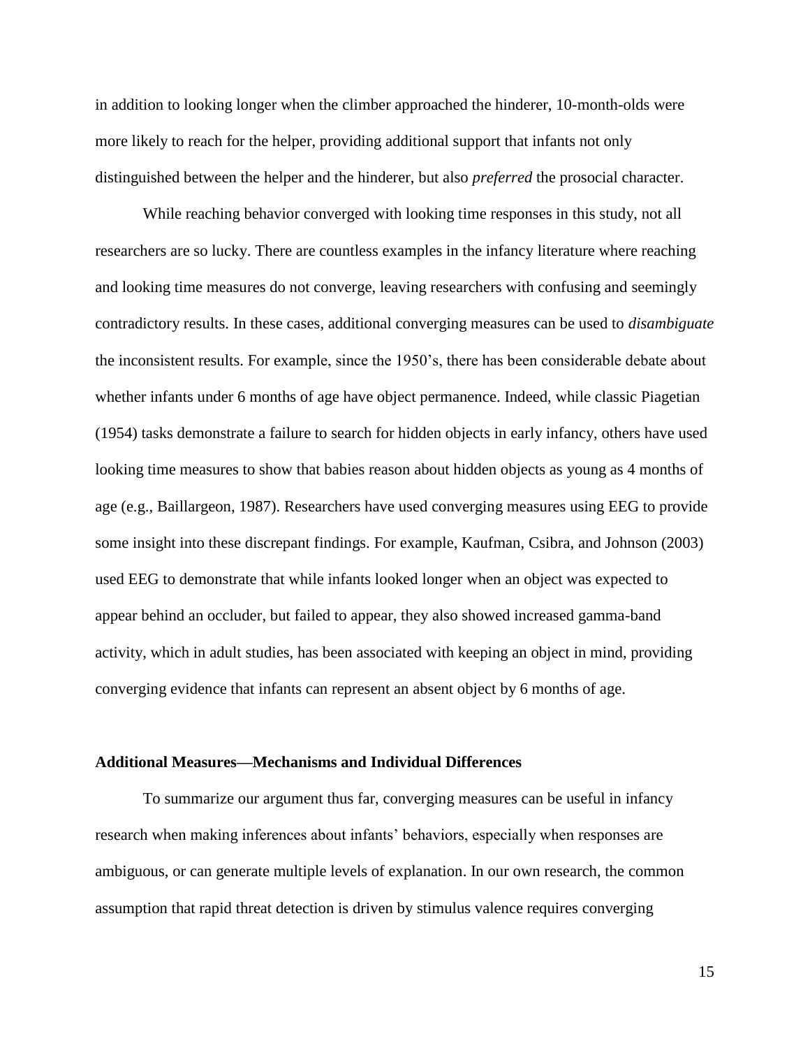in addition to looking longer when the climber approached the hinderer, 10-month-olds were more likely to reach for the helper, providing additional support that infants not only distinguished between the helper and the hinderer, but also *preferred* the prosocial character.

While reaching behavior converged with looking time responses in this study, not all researchers are so lucky. There are countless examples in the infancy literature where reaching and looking time measures do not converge, leaving researchers with confusing and seemingly contradictory results. In these cases, additional converging measures can be used to *disambiguate* the inconsistent results. For example, since the 1950's, there has been considerable debate about whether infants under 6 months of age have object permanence. Indeed, while classic Piagetian (1954) tasks demonstrate a failure to search for hidden objects in early infancy, others have used looking time measures to show that babies reason about hidden objects as young as 4 months of age (e.g., Baillargeon, 1987). Researchers have used converging measures using EEG to provide some insight into these discrepant findings. For example, Kaufman, Csibra, and Johnson (2003) used EEG to demonstrate that while infants looked longer when an object was expected to appear behind an occluder, but failed to appear, they also showed increased gamma-band activity, which in adult studies, has been associated with keeping an object in mind, providing converging evidence that infants can represent an absent object by 6 months of age.

## Additional Measures—Mechanisms and Individual Differences

To summarize our argument thus far, converging measures can be useful in infancy research when making inferences about infants' behaviors, especially when responses are ambiguous, or can generate multiple levels of explanation. In our own research, the common assumption that rapid threat detection is driven by stimulus valence requires converging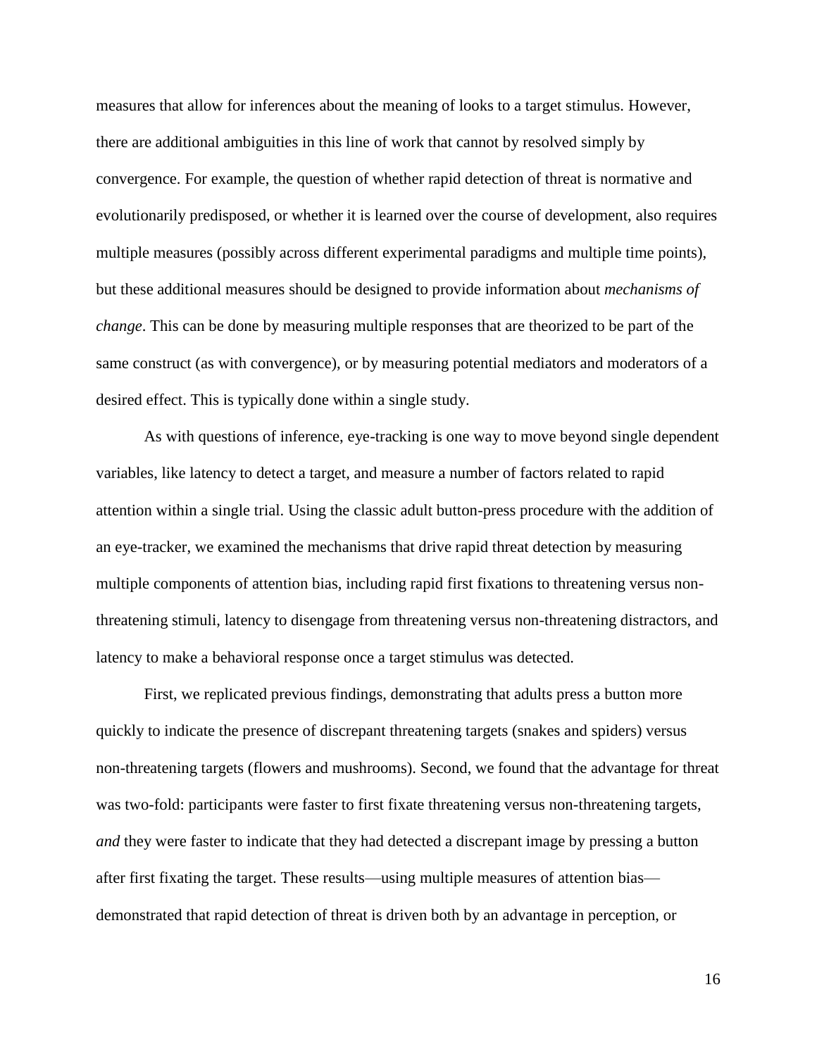measures that allow for inferences about the meaning of looks to a target stimulus. However, there are additional ambiguities in this line of work that cannot by resolved simply by convergence. For example, the question of whether rapid detection of threat is normative and evolutionarily predisposed, or whether it is learned over the course of development, also requires multiple measures (possibly across different experimental paradigms and multiple time points), but these additional measures should be designed to provide information about *mechanisms of change*. This can be done by measuring multiple responses that are theorized to be part of the same construct (as with convergence), or by measuring potential mediators and moderators of a desired effect. This is typically done within a single study.

As with questions of inference, eye-tracking is one way to move beyond single dependent variables, like latency to detect a target, and measure a number of factors related to rapid attention within a single trial. Using the classic adult button-press procedure with the addition of an eye-tracker, we examined the mechanisms that drive rapid threat detection by measuring multiple components of attention bias, including rapid first fixations to threatening versus non-threatening stimuli, latency to disengage from threatening versus non-threatening distractors, and latency to make a behavioral response once a target stimulus was detected.

First, we replicated previous findings, demonstrating that adults press a button more quickly to indicate the presence of discrepant threatening targets (snakes and spiders) versus non-threatening targets (flowers and mushrooms). Second, we found that the advantage for threat was two-fold: participants were faster to first fixate threatening versus non-threatening targets, *and* they were faster to indicate that they had detected a discrepant image by pressing a button after first fixating the target. These results—using multiple measures of attention bias—demonstrated that rapid detection of threat is driven both by an advantage in perception, or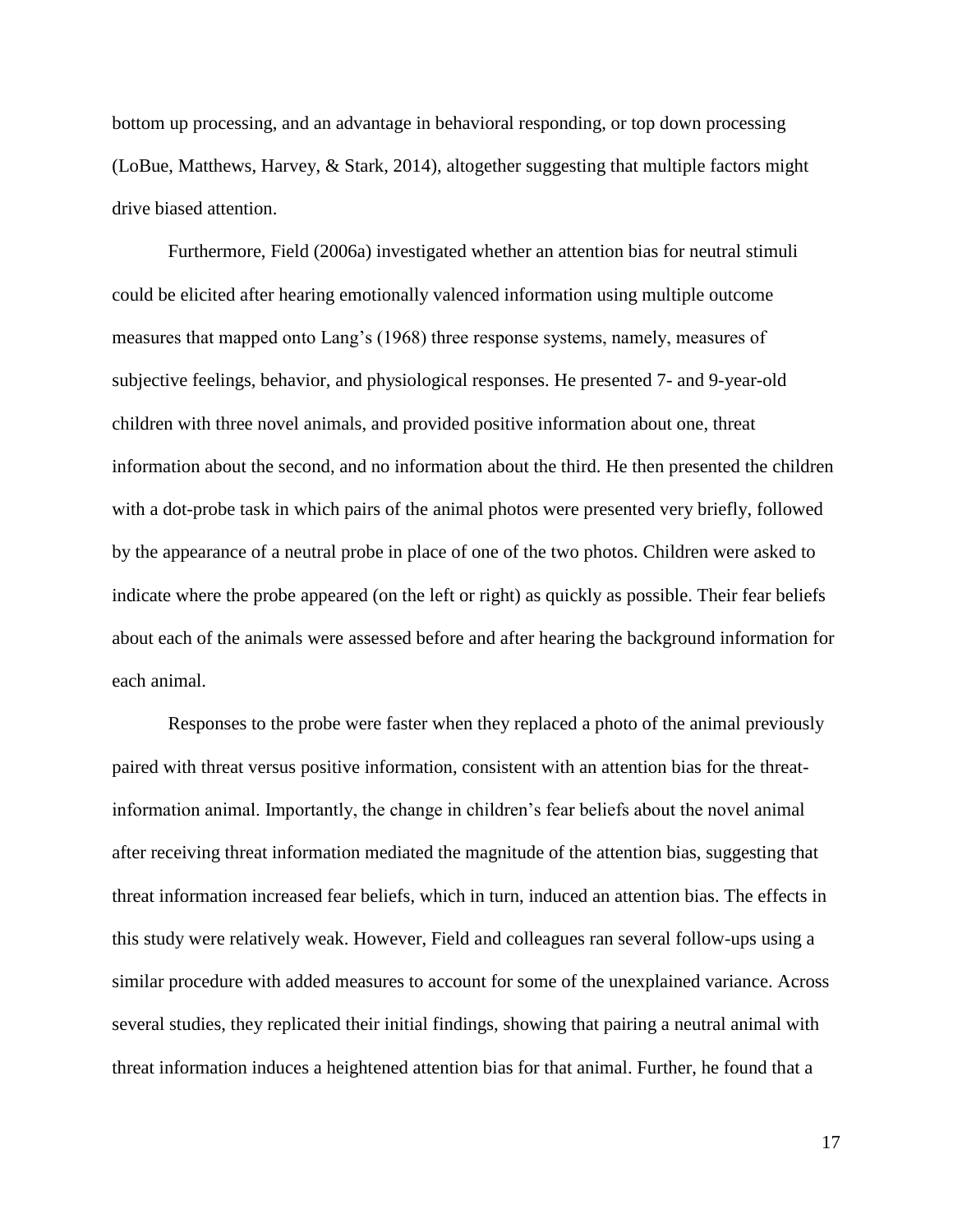bottom up processing, and an advantage in behavioral responding, or top down processing (LoBue, Matthews, Harvey, & Stark, 2014), altogether suggesting that multiple factors might drive biased attention.

Furthermore, Field (2006a) investigated whether an attention bias for neutral stimuli could be elicited after hearing emotionally valenced information using multiple outcome measures that mapped onto Lang's (1968) three response systems, namely, measures of subjective feelings, behavior, and physiological responses. He presented 7- and 9-year-old children with three novel animals, and provided positive information about one, threat information about the second, and no information about the third. He then presented the children with a dot-probe task in which pairs of the animal photos were presented very briefly, followed by the appearance of a neutral probe in place of one of the two photos. Children were asked to indicate where the probe appeared (on the left or right) as quickly as possible. Their fear beliefs about each of the animals were assessed before and after hearing the background information for each animal.

Responses to the probe were faster when they replaced a photo of the animal previously paired with threat versus positive information, consistent with an attention bias for the threat-information animal. Importantly, the change in children's fear beliefs about the novel animal after receiving threat information mediated the magnitude of the attention bias, suggesting that threat information increased fear beliefs, which in turn, induced an attention bias. The effects in this study were relatively weak. However, Field and colleagues ran several follow-ups using a similar procedure with added measures to account for some of the unexplained variance. Across several studies, they replicated their initial findings, showing that pairing a neutral animal with threat information induces a heightened attention bias for that animal. Further, he found that a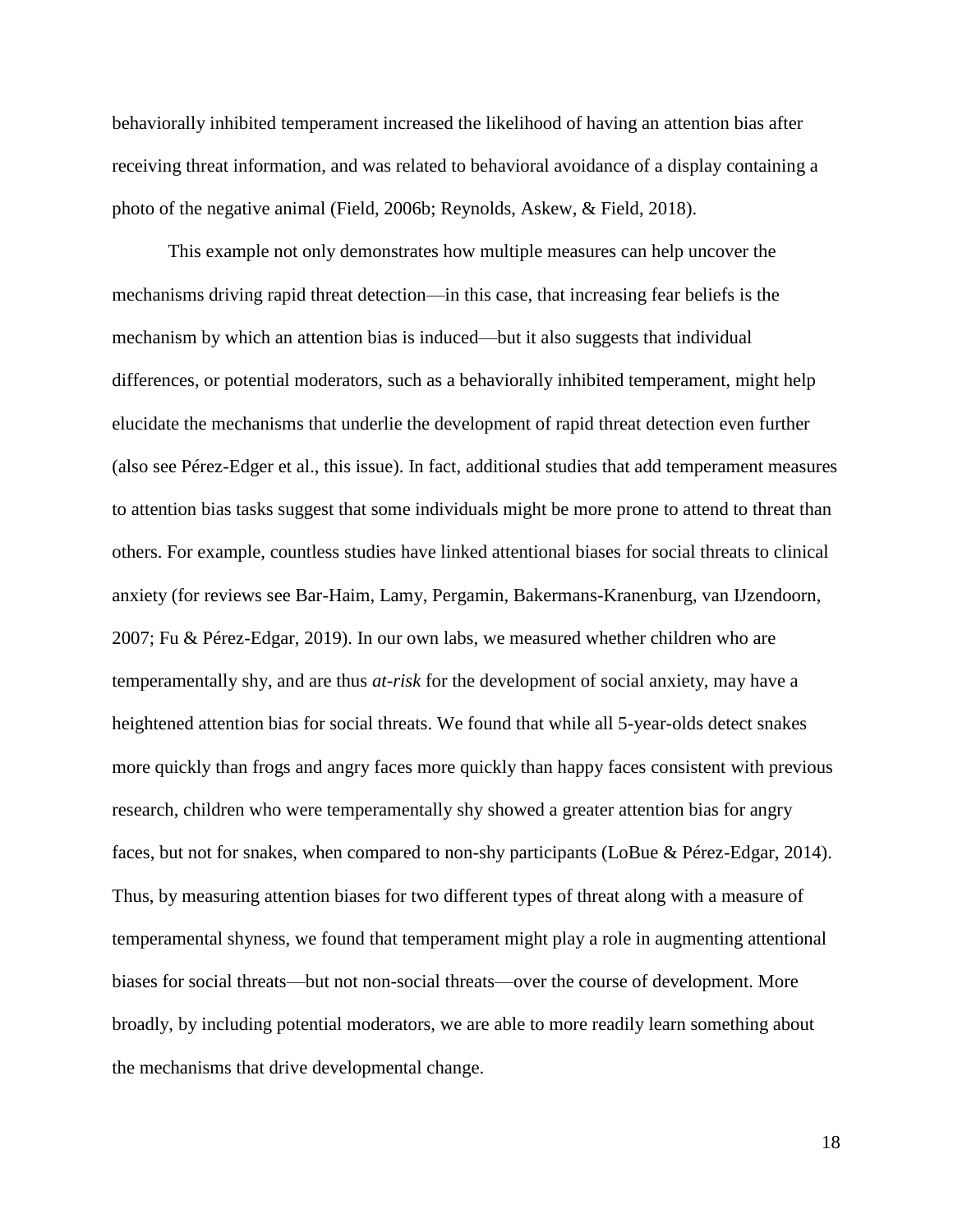behaviorally inhibited temperament increased the likelihood of having an attention bias after receiving threat information, and was related to behavioral avoidance of a display containing a photo of the negative animal (Field, 2006b; Reynolds, Askew, & Field, 2018).

This example not only demonstrates how multiple measures can help uncover the mechanisms driving rapid threat detection—in this case, that increasing fear beliefs is the mechanism by which an attention bias is induced—but it also suggests that individual differences, or potential moderators, such as a behaviorally inhibited temperament, might help elucidate the mechanisms that underlie the development of rapid threat detection even further (also see Pérez-Edger et al., this issue). In fact, additional studies that add temperament measures to attention bias tasks suggest that some individuals might be more prone to attend to threat than others. For example, countless studies have linked attentional biases for social threats to clinical anxiety (for reviews see Bar-Haim, Lamy, Pergamin, Bakermans-Kranenburg, van IJzendoorn, 2007; Fu & Pérez-Edgar, 2019). In our own labs, we measured whether children who are temperamentally shy, and are thus *at-risk* for the development of social anxiety, may have a heightened attention bias for social threats. We found that while all 5-year-olds detect snakes more quickly than frogs and angry faces more quickly than happy faces consistent with previous research, children who were temperamentally shy showed a greater attention bias for angry faces, but not for snakes, when compared to non-shy participants (LoBue & Pérez-Edgar, 2014). Thus, by measuring attention biases for two different types of threat along with a measure of temperamental shyness, we found that temperament might play a role in augmenting attentional biases for social threats—but not non-social threats—over the course of development. More broadly, by including potential moderators, we are able to more readily learn something about the mechanisms that drive developmental change.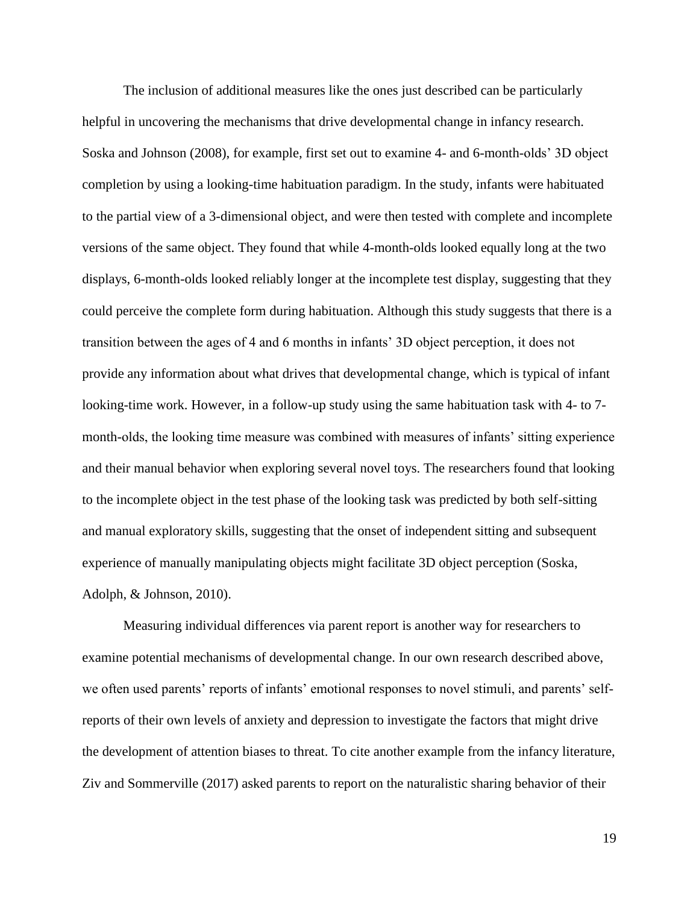The inclusion of additional measures like the ones just described can be particularly helpful in uncovering the mechanisms that drive developmental change in infancy research. Soska and Johnson (2008), for example, first set out to examine 4- and 6-month-olds' 3D object completion by using a looking-time habituation paradigm. In the study, infants were habituated to the partial view of a 3-dimensional object, and were then tested with complete and incomplete versions of the same object. They found that while 4-month-olds looked equally long at the two displays, 6-month-olds looked reliably longer at the incomplete test display, suggesting that they could perceive the complete form during habituation. Although this study suggests that there is a transition between the ages of 4 and 6 months in infants' 3D object perception, it does not provide any information about what drives that developmental change, which is typical of infant looking-time work. However, in a follow-up study using the same habituation task with 4- to 7-month-olds, the looking time measure was combined with measures of infants' sitting experience and their manual behavior when exploring several novel toys. The researchers found that looking to the incomplete object in the test phase of the looking task was predicted by both self-sitting and manual exploratory skills, suggesting that the onset of independent sitting and subsequent experience of manually manipulating objects might facilitate 3D object perception (Soska, Adolph, & Johnson, 2010).

Measuring individual differences via parent report is another way for researchers to examine potential mechanisms of developmental change. In our own research described above, we often used parents' reports of infants' emotional responses to novel stimuli, and parents' self-reports of their own levels of anxiety and depression to investigate the factors that might drive the development of attention biases to threat. To cite another example from the infancy literature, Ziv and Sommerville (2017) asked parents to report on the naturalistic sharing behavior of their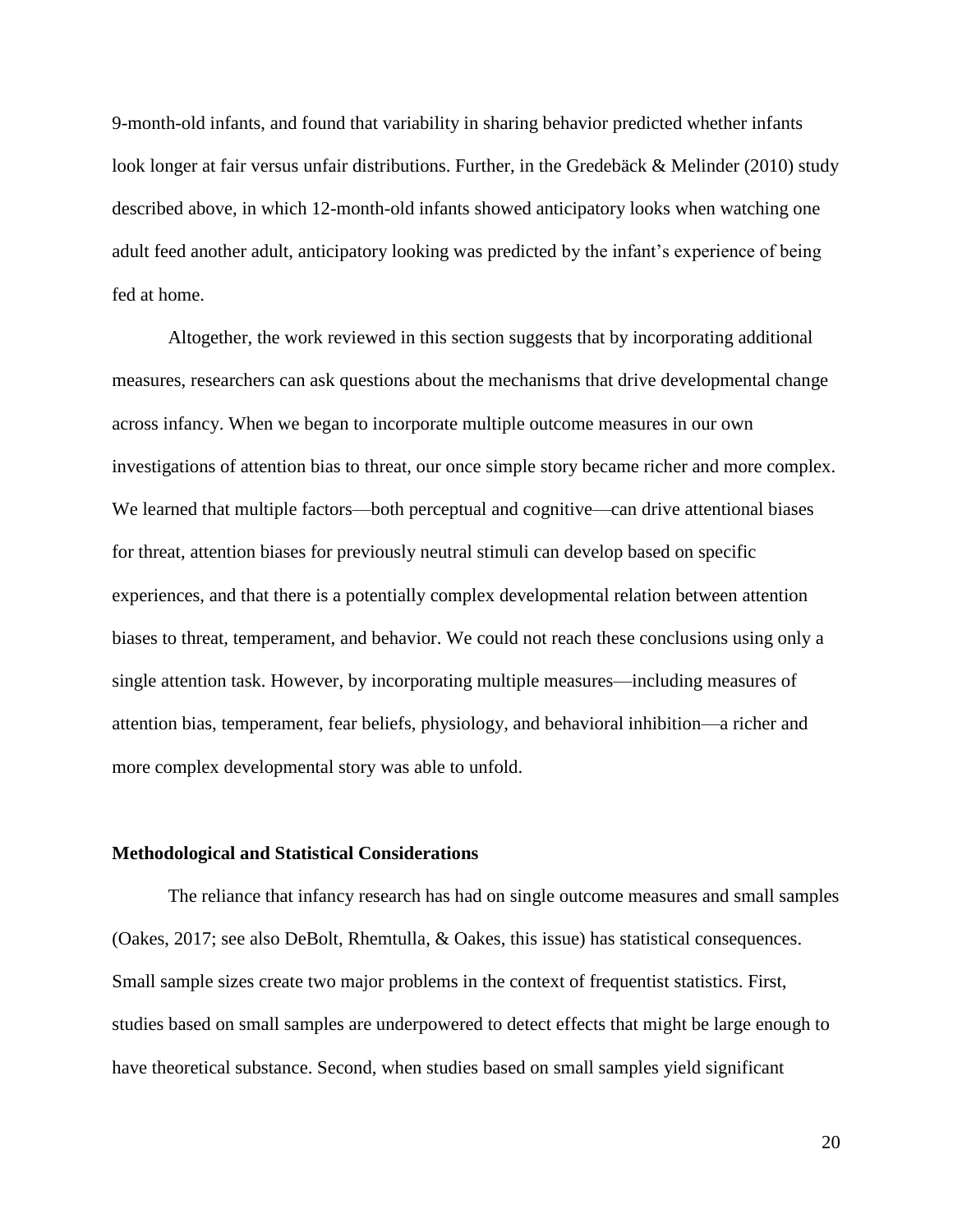9-month-old infants, and found that variability in sharing behavior predicted whether infants look longer at fair versus unfair distributions. Further, in the Gredebäck & Melinder (2010) study described above, in which 12-month-old infants showed anticipatory looks when watching one adult feed another adult, anticipatory looking was predicted by the infant's experience of being fed at home.

Altogether, the work reviewed in this section suggests that by incorporating additional measures, researchers can ask questions about the mechanisms that drive developmental change across infancy. When we began to incorporate multiple outcome measures in our own investigations of attention bias to threat, our once simple story became richer and more complex. We learned that multiple factors—both perceptual and cognitive—can drive attentional biases for threat, attention biases for previously neutral stimuli can develop based on specific experiences, and that there is a potentially complex developmental relation between attention biases to threat, temperament, and behavior. We could not reach these conclusions using only a single attention task. However, by incorporating multiple measures—including measures of attention bias, temperament, fear beliefs, physiology, and behavioral inhibition—a richer and more complex developmental story was able to unfold.

**Methodological and Statistical Considerations**

The reliance that infancy research has had on single outcome measures and small samples (Oakes, 2017; see also DeBolt, Rhemtulla, & Oakes, this issue) has statistical consequences. Small sample sizes create two major problems in the context of frequentist statistics. First, studies based on small samples are underpowered to detect effects that might be large enough to have theoretical substance. Second, when studies based on small samples yield significant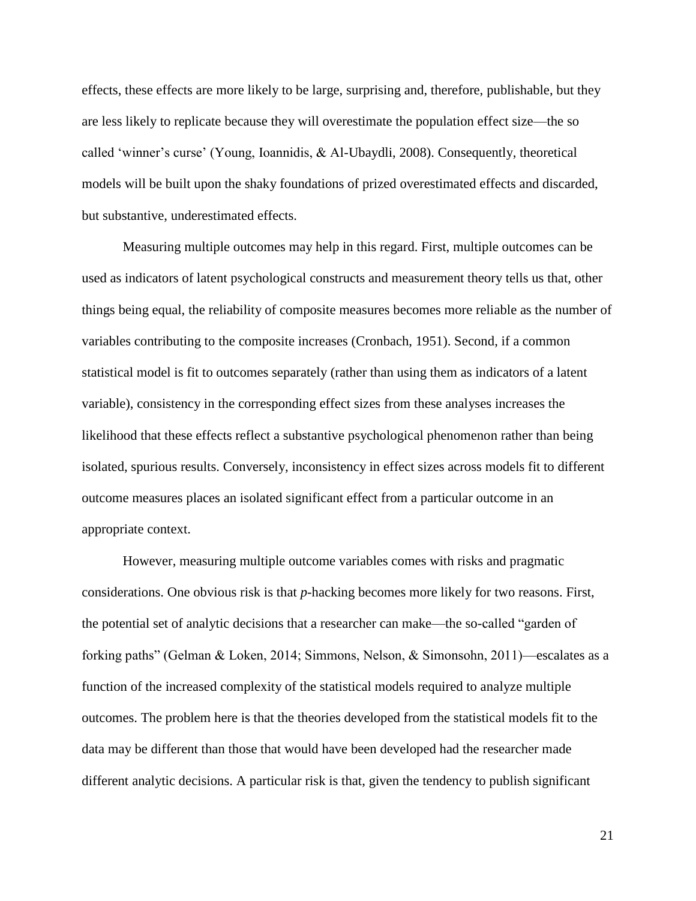effects, these effects are more likely to be large, surprising and, therefore, publishable, but they are less likely to replicate because they will overestimate the population effect size—the so called 'winner's curse' (Young, Ioannidis, & Al-Ubaydli, 2008). Consequently, theoretical models will be built upon the shaky foundations of prized overestimated effects and discarded, but substantive, underestimated effects.

Measuring multiple outcomes may help in this regard. First, multiple outcomes can be used as indicators of latent psychological constructs and measurement theory tells us that, other things being equal, the reliability of composite measures becomes more reliable as the number of variables contributing to the composite increases (Cronbach, 1951). Second, if a common statistical model is fit to outcomes separately (rather than using them as indicators of a latent variable), consistency in the corresponding effect sizes from these analyses increases the likelihood that these effects reflect a substantive psychological phenomenon rather than being isolated, spurious results. Conversely, inconsistency in effect sizes across models fit to different outcome measures places an isolated significant effect from a particular outcome in an appropriate context.

However, measuring multiple outcome variables comes with risks and pragmatic considerations. One obvious risk is that *p*-hacking becomes more likely for two reasons. First, the potential set of analytic decisions that a researcher can make—the so-called "garden of forking paths" (Gelman & Loken, 2014; Simmons, Nelson, & Simonsohn, 2011)—escalates as a function of the increased complexity of the statistical models required to analyze multiple outcomes. The problem here is that the theories developed from the statistical models fit to the data may be different than those that would have been developed had the researcher made different analytic decisions. A particular risk is that, given the tendency to publish significant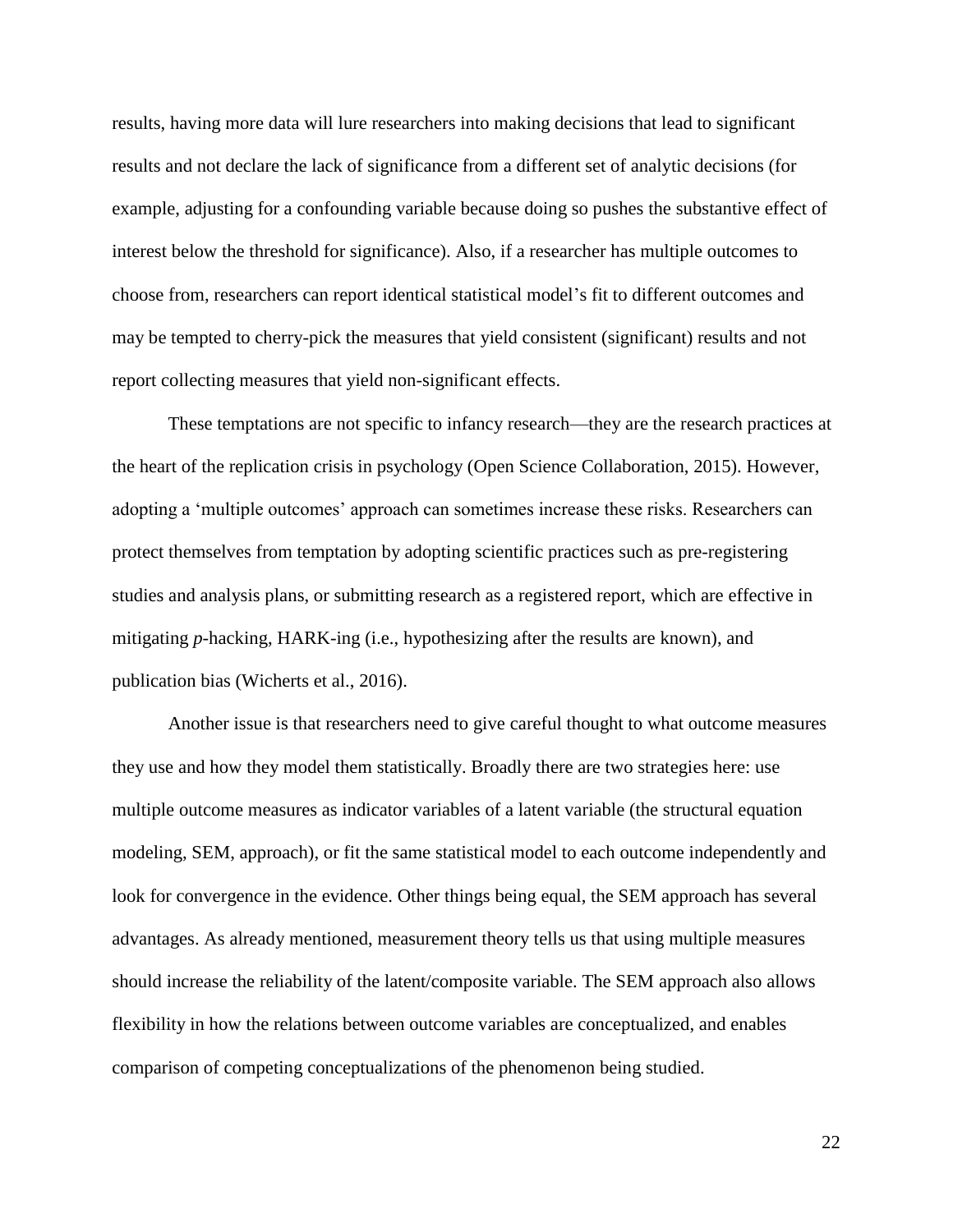results, having more data will lure researchers into making decisions that lead to significant results and not declare the lack of significance from a different set of analytic decisions (for example, adjusting for a confounding variable because doing so pushes the substantive effect of interest below the threshold for significance). Also, if a researcher has multiple outcomes to choose from, researchers can report identical statistical model's fit to different outcomes and may be tempted to cherry-pick the measures that yield consistent (significant) results and not report collecting measures that yield non-significant effects.

These temptations are not specific to infancy research—they are the research practices at the heart of the replication crisis in psychology (Open Science Collaboration, 2015). However, adopting a 'multiple outcomes' approach can sometimes increase these risks. Researchers can protect themselves from temptation by adopting scientific practices such as pre-registering studies and analysis plans, or submitting research as a registered report, which are effective in mitigating *p*-hacking, HARK-ing (i.e., hypothesizing after the results are known), and publication bias (Wicherts et al., 2016).

Another issue is that researchers need to give careful thought to what outcome measures they use and how they model them statistically. Broadly there are two strategies here: use multiple outcome measures as indicator variables of a latent variable (the structural equation modeling, SEM, approach), or fit the same statistical model to each outcome independently and look for convergence in the evidence. Other things being equal, the SEM approach has several advantages. As already mentioned, measurement theory tells us that using multiple measures should increase the reliability of the latent/composite variable. The SEM approach also allows flexibility in how the relations between outcome variables are conceptualized, and enables comparison of competing conceptualizations of the phenomenon being studied.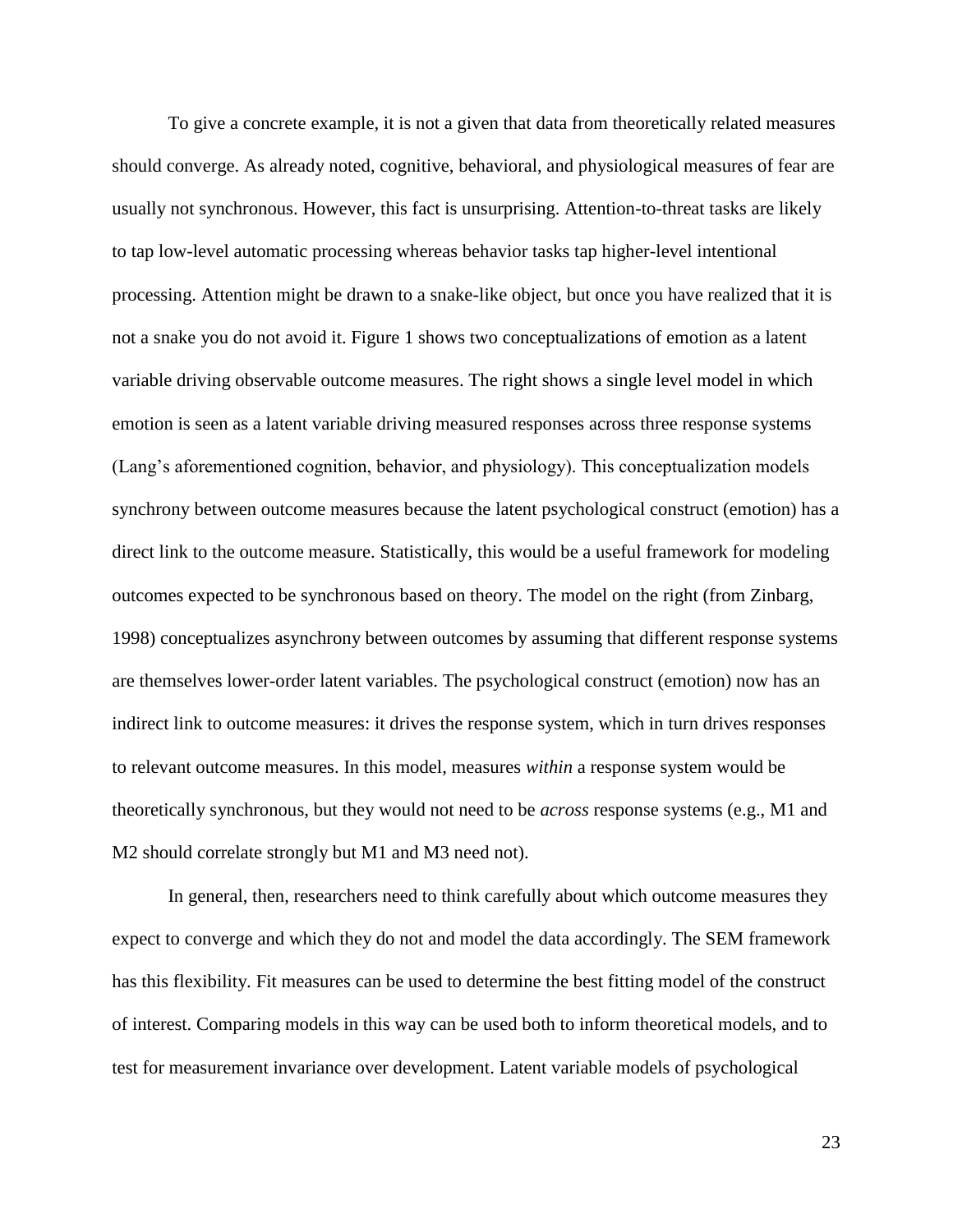To give a concrete example, it is not a given that data from theoretically related measures should converge. As already noted, cognitive, behavioral, and physiological measures of fear are usually not synchronous. However, this fact is unsurprising. Attention-to-threat tasks are likely to tap low-level automatic processing whereas behavior tasks tap higher-level intentional processing. Attention might be drawn to a snake-like object, but once you have realized that it is not a snake you do not avoid it. Figure 1 shows two conceptualizations of emotion as a latent variable driving observable outcome measures. The right shows a single level model in which emotion is seen as a latent variable driving measured responses across three response systems (Lang's aforementioned cognition, behavior, and physiology). This conceptualization models synchrony between outcome measures because the latent psychological construct (emotion) has a direct link to the outcome measure. Statistically, this would be a useful framework for modeling outcomes expected to be synchronous based on theory. The model on the right (from Zinbarg, 1998) conceptualizes asynchrony between outcomes by assuming that different response systems are themselves lower-order latent variables. The psychological construct (emotion) now has an indirect link to outcome measures: it drives the response system, which in turn drives responses to relevant outcome measures. In this model, measures *within* a response system would be theoretically synchronous, but they would not need to be *across* response systems (e.g., M1 and M2 should correlate strongly but M1 and M3 need not).

In general, then, researchers need to think carefully about which outcome measures they expect to converge and which they do not and model the data accordingly. The SEM framework has this flexibility. Fit measures can be used to determine the best fitting model of the construct of interest. Comparing models in this way can be used both to inform theoretical models, and to test for measurement invariance over development. Latent variable models of psychological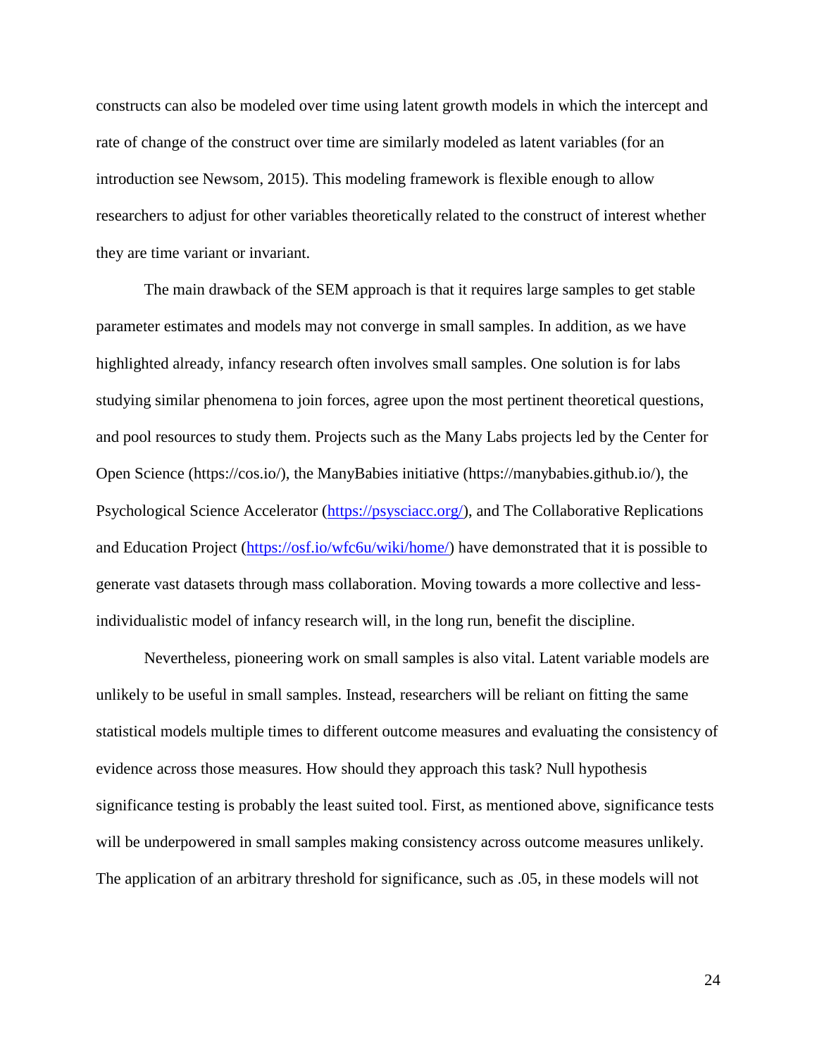constructs can also be modeled over time using latent growth models in which the intercept and rate of change of the construct over time are similarly modeled as latent variables (for an introduction see Newsom, 2015). This modeling framework is flexible enough to allow researchers to adjust for other variables theoretically related to the construct of interest whether they are time variant or invariant.

The main drawback of the SEM approach is that it requires large samples to get stable parameter estimates and models may not converge in small samples. In addition, as we have highlighted already, infancy research often involves small samples. One solution is for labs studying similar phenomena to join forces, agree upon the most pertinent theoretical questions, and pool resources to study them. Projects such as the Many Labs projects led by the Center for Open Science (https://cos.io/), the ManyBabies initiative (https://manybabies.github.io/), the Psychological Science Accelerator (https://psysciacc.org/), and The Collaborative Replications and Education Project (https://osf.io/wfc6u/wiki/home/) have demonstrated that it is possible to generate vast datasets through mass collaboration. Moving towards a more collective and less-individualistic model of infancy research will, in the long run, benefit the discipline.

Nevertheless, pioneering work on small samples is also vital. Latent variable models are unlikely to be useful in small samples. Instead, researchers will be reliant on fitting the same statistical models multiple times to different outcome measures and evaluating the consistency of evidence across those measures. How should they approach this task? Null hypothesis significance testing is probably the least suited tool. First, as mentioned above, significance tests will be underpowered in small samples making consistency across outcome measures unlikely. The application of an arbitrary threshold for significance, such as .05, in these models will not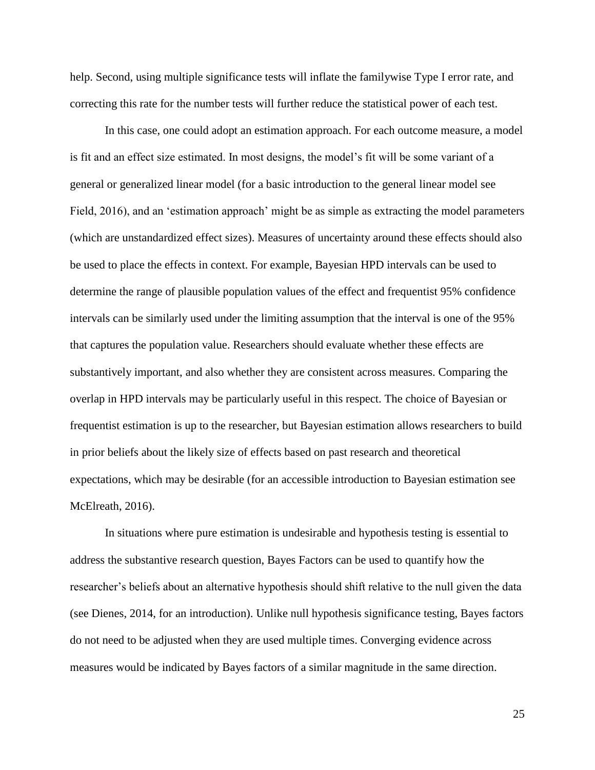help. Second, using multiple significance tests will inflate the familywise Type I error rate, and correcting this rate for the number tests will further reduce the statistical power of each test.

In this case, one could adopt an estimation approach. For each outcome measure, a model is fit and an effect size estimated. In most designs, the model's fit will be some variant of a general or generalized linear model (for a basic introduction to the general linear model see Field, 2016), and an 'estimation approach' might be as simple as extracting the model parameters (which are unstandardized effect sizes). Measures of uncertainty around these effects should also be used to place the effects in context. For example, Bayesian HPD intervals can be used to determine the range of plausible population values of the effect and frequentist 95% confidence intervals can be similarly used under the limiting assumption that the interval is one of the 95% that captures the population value. Researchers should evaluate whether these effects are substantively important, and also whether they are consistent across measures. Comparing the overlap in HPD intervals may be particularly useful in this respect. The choice of Bayesian or frequentist estimation is up to the researcher, but Bayesian estimation allows researchers to build in prior beliefs about the likely size of effects based on past research and theoretical expectations, which may be desirable (for an accessible introduction to Bayesian estimation see McElreath, 2016).

In situations where pure estimation is undesirable and hypothesis testing is essential to address the substantive research question, Bayes Factors can be used to quantify how the researcher's beliefs about an alternative hypothesis should shift relative to the null given the data (see Dienes, 2014, for an introduction). Unlike null hypothesis significance testing, Bayes factors do not need to be adjusted when they are used multiple times. Converging evidence across measures would be indicated by Bayes factors of a similar magnitude in the same direction.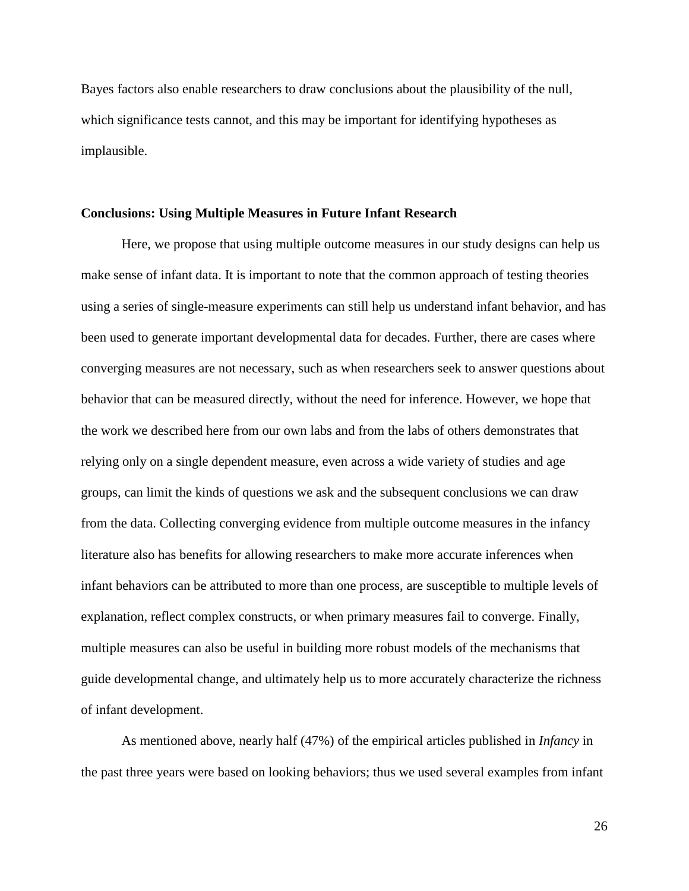Bayes factors also enable researchers to draw conclusions about the plausibility of the null, which significance tests cannot, and this may be important for identifying hypotheses as implausible.

## Conclusions: Using Multiple Measures in Future Infant Research

Here, we propose that using multiple outcome measures in our study designs can help us make sense of infant data. It is important to note that the common approach of testing theories using a series of single-measure experiments can still help us understand infant behavior, and has been used to generate important developmental data for decades. Further, there are cases where converging measures are not necessary, such as when researchers seek to answer questions about behavior that can be measured directly, without the need for inference. However, we hope that the work we described here from our own labs and from the labs of others demonstrates that relying only on a single dependent measure, even across a wide variety of studies and age groups, can limit the kinds of questions we ask and the subsequent conclusions we can draw from the data. Collecting converging evidence from multiple outcome measures in the infancy literature also has benefits for allowing researchers to make more accurate inferences when infant behaviors can be attributed to more than one process, are susceptible to multiple levels of explanation, reflect complex constructs, or when primary measures fail to converge. Finally, multiple measures can also be useful in building more robust models of the mechanisms that guide developmental change, and ultimately help us to more accurately characterize the richness of infant development.

As mentioned above, nearly half (47%) of the empirical articles published in *Infancy* in the past three years were based on looking behaviors; thus we used several examples from infant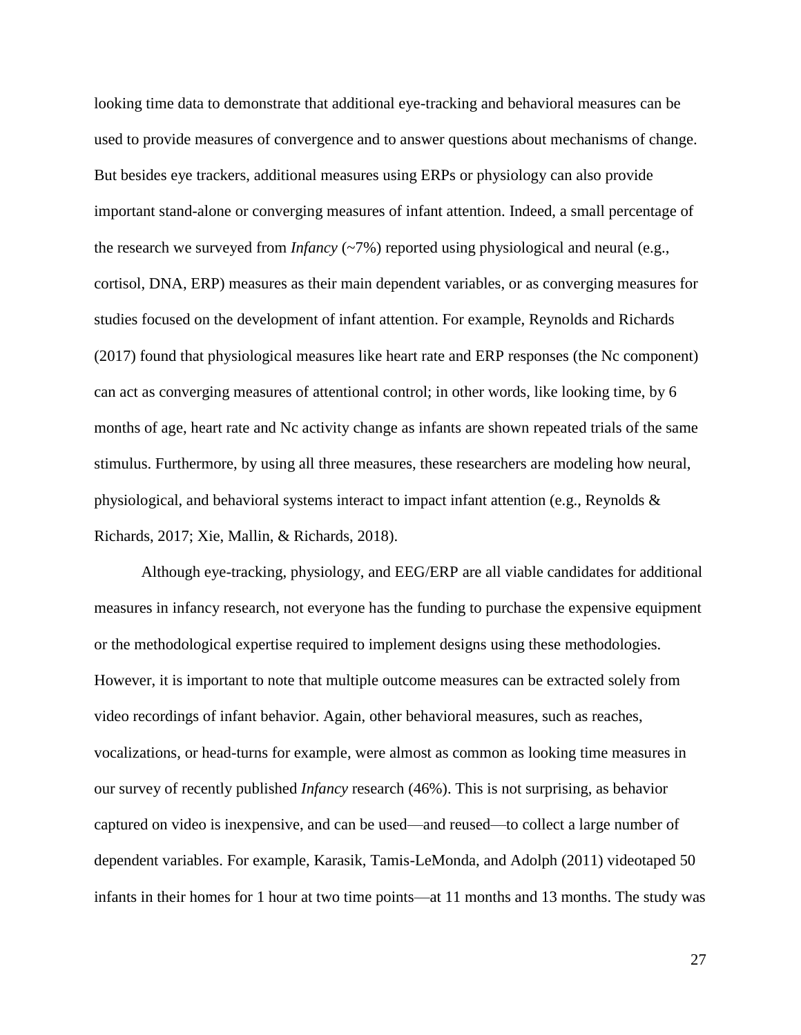looking time data to demonstrate that additional eye-tracking and behavioral measures can be used to provide measures of convergence and to answer questions about mechanisms of change. But besides eye trackers, additional measures using ERPs or physiology can also provide important stand-alone or converging measures of infant attention. Indeed, a small percentage of the research we surveyed from *Infancy* (~7%) reported using physiological and neural (e.g., cortisol, DNA, ERP) measures as their main dependent variables, or as converging measures for studies focused on the development of infant attention. For example, Reynolds and Richards (2017) found that physiological measures like heart rate and ERP responses (the Nc component) can act as converging measures of attentional control; in other words, like looking time, by 6 months of age, heart rate and Nc activity change as infants are shown repeated trials of the same stimulus. Furthermore, by using all three measures, these researchers are modeling how neural, physiological, and behavioral systems interact to impact infant attention (e.g., Reynolds & Richards, 2017; Xie, Mallin, & Richards, 2018).

Although eye-tracking, physiology, and EEG/ERP are all viable candidates for additional measures in infancy research, not everyone has the funding to purchase the expensive equipment or the methodological expertise required to implement designs using these methodologies. However, it is important to note that multiple outcome measures can be extracted solely from video recordings of infant behavior. Again, other behavioral measures, such as reaches, vocalizations, or head-turns for example, were almost as common as looking time measures in our survey of recently published *Infancy* research (46%). This is not surprising, as behavior captured on video is inexpensive, and can be used—and reused—to collect a large number of dependent variables. For example, Karasik, Tamis-LeMonda, and Adolph (2011) videotaped 50 infants in their homes for 1 hour at two time points—at 11 months and 13 months. The study was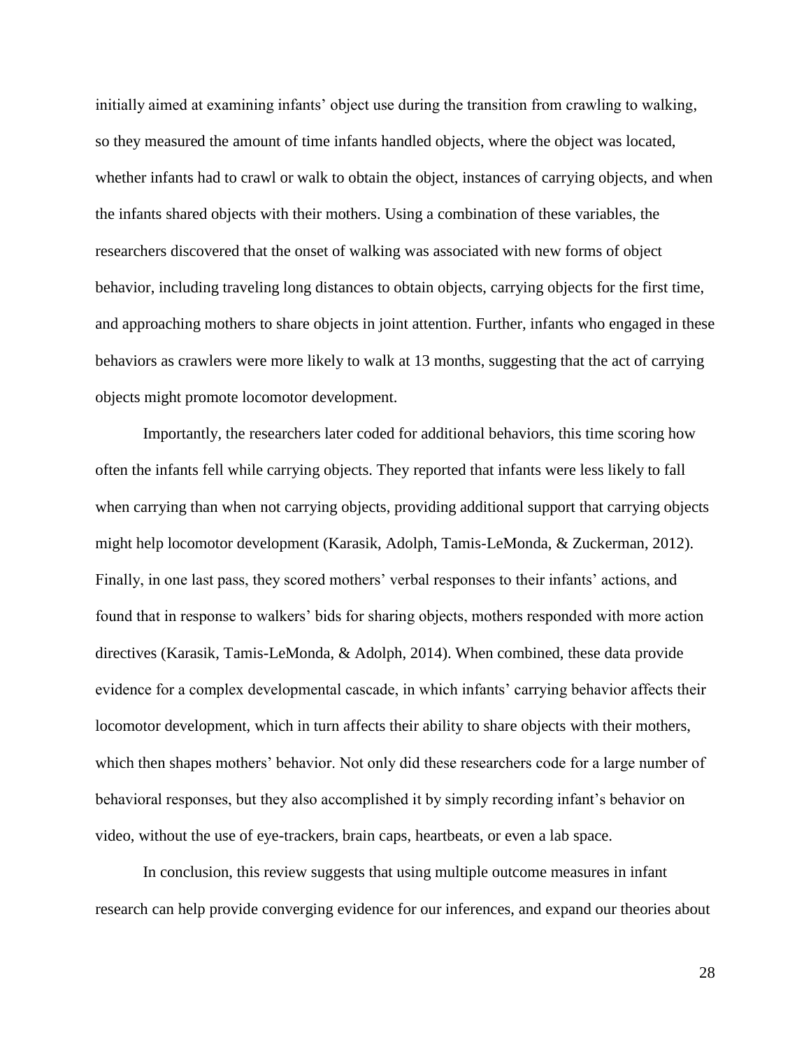initially aimed at examining infants' object use during the transition from crawling to walking, so they measured the amount of time infants handled objects, where the object was located, whether infants had to crawl or walk to obtain the object, instances of carrying objects, and when the infants shared objects with their mothers. Using a combination of these variables, the researchers discovered that the onset of walking was associated with new forms of object behavior, including traveling long distances to obtain objects, carrying objects for the first time, and approaching mothers to share objects in joint attention. Further, infants who engaged in these behaviors as crawlers were more likely to walk at 13 months, suggesting that the act of carrying objects might promote locomotor development.

Importantly, the researchers later coded for additional behaviors, this time scoring how often the infants fell while carrying objects. They reported that infants were less likely to fall when carrying than when not carrying objects, providing additional support that carrying objects might help locomotor development (Karasik, Adolph, Tamis-LeMonda, & Zuckerman, 2012). Finally, in one last pass, they scored mothers' verbal responses to their infants' actions, and found that in response to walkers' bids for sharing objects, mothers responded with more action directives (Karasik, Tamis-LeMonda, & Adolph, 2014). When combined, these data provide evidence for a complex developmental cascade, in which infants' carrying behavior affects their locomotor development, which in turn affects their ability to share objects with their mothers, which then shapes mothers' behavior. Not only did these researchers code for a large number of behavioral responses, but they also accomplished it by simply recording infant's behavior on video, without the use of eye-trackers, brain caps, heartbeats, or even a lab space.

In conclusion, this review suggests that using multiple outcome measures in infant research can help provide converging evidence for our inferences, and expand our theories about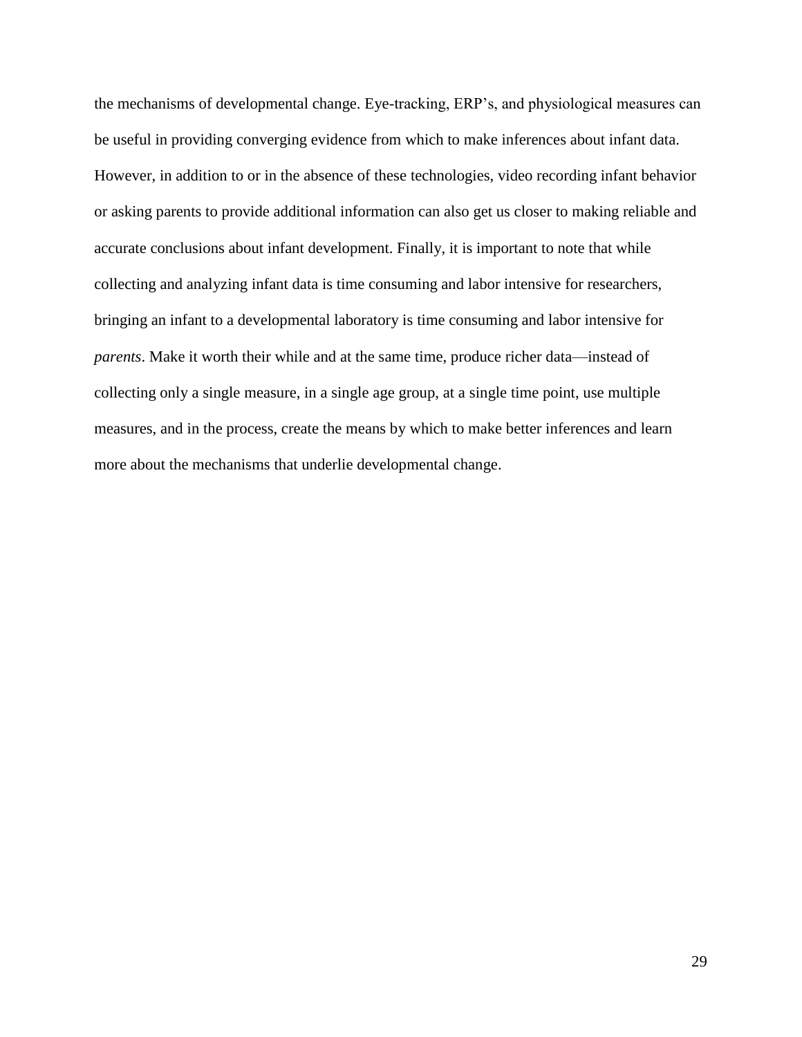the mechanisms of developmental change. Eye-tracking, ERP’s, and physiological measures can be useful in providing converging evidence from which to make inferences about infant data. However, in addition to or in the absence of these technologies, video recording infant behavior or asking parents to provide additional information can also get us closer to making reliable and accurate conclusions about infant development. Finally, it is important to note that while collecting and analyzing infant data is time consuming and labor intensive for researchers, bringing an infant to a developmental laboratory is time consuming and labor intensive for *parents*. Make it worth their while and at the same time, produce richer data—instead of collecting only a single measure, in a single age group, at a single time point, use multiple measures, and in the process, create the means by which to make better inferences and learn more about the mechanisms that underlie developmental change.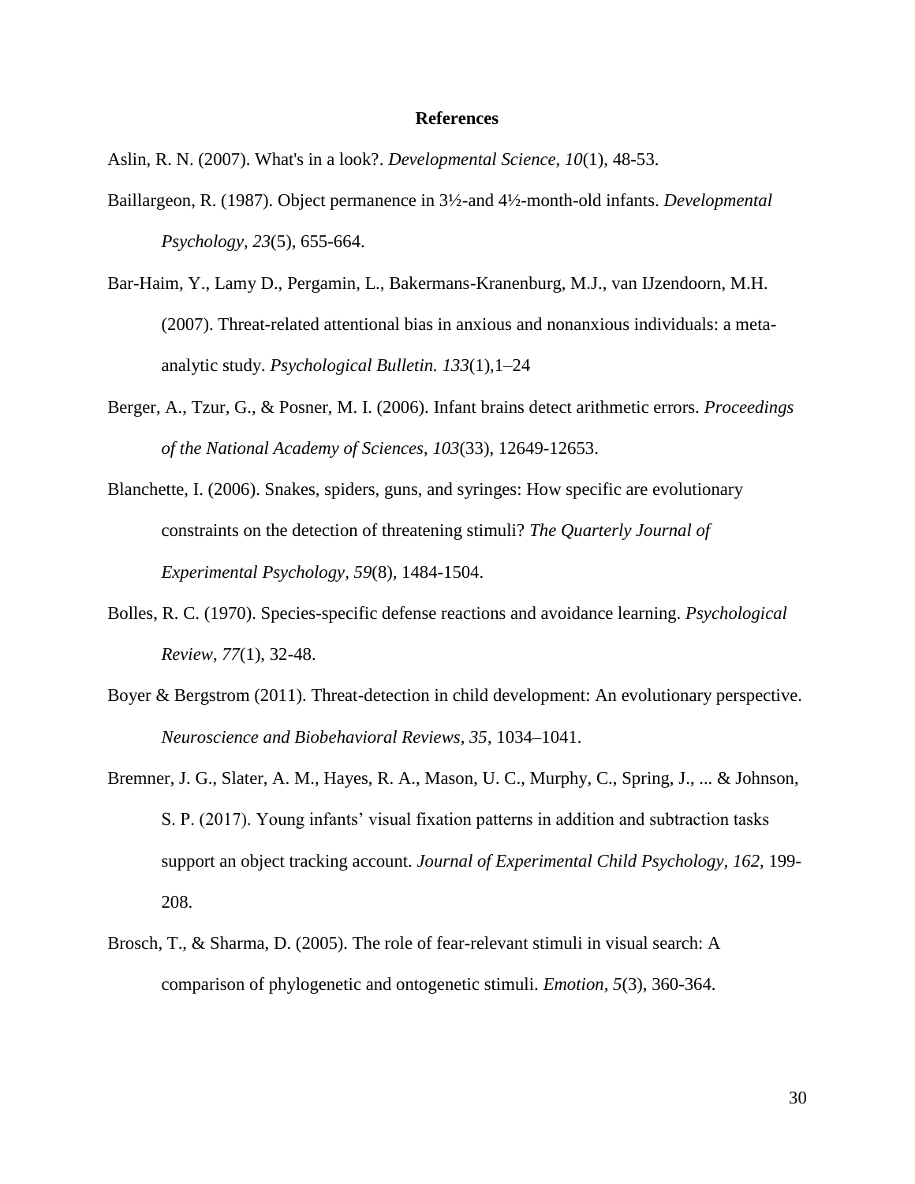## References

Aslin, R. N. (2007). What's in a look?. *Developmental Science*, *10*(1), 48-53.

Baillargeon, R. (1987). Object permanence in 3½-and 4½-month-old infants. *Developmental Psychology*, *23*(5), 655-664.

Bar-Haim, Y., Lamy D., Pergamin, L., Bakermans-Kranenburg, M.J., van IJzendoorn, M.H. (2007). Threat-related attentional bias in anxious and nonanxious individuals: a meta-analytic study. *Psychological Bulletin. 133*(1),1–24

Berger, A., Tzur, G., & Posner, M. I. (2006). Infant brains detect arithmetic errors. *Proceedings of the National Academy of Sciences*, *103*(33), 12649-12653.

Blanchette, I. (2006). Snakes, spiders, guns, and syringes: How specific are evolutionary constraints on the detection of threatening stimuli? *The Quarterly Journal of Experimental Psychology, 59*(8), 1484-1504.

Bolles, R. C. (1970). Species-specific defense reactions and avoidance learning. *Psychological Review, 77*(1), 32-48.

Boyer & Bergstrom (2011). Threat-detection in child development: An evolutionary perspective. *Neuroscience and Biobehavioral Reviews, 35*, 1034–1041.

Bremner, J. G., Slater, A. M., Hayes, R. A., Mason, U. C., Murphy, C., Spring, J., ... & Johnson, S. P. (2017). Young infants' visual fixation patterns in addition and subtraction tasks support an object tracking account. *Journal of Experimental Child Psychology*, *162*, 199-208.

Brosch, T., & Sharma, D. (2005). The role of fear-relevant stimuli in visual search: A comparison of phylogenetic and ontogenetic stimuli. *Emotion, 5*(3), 360-364.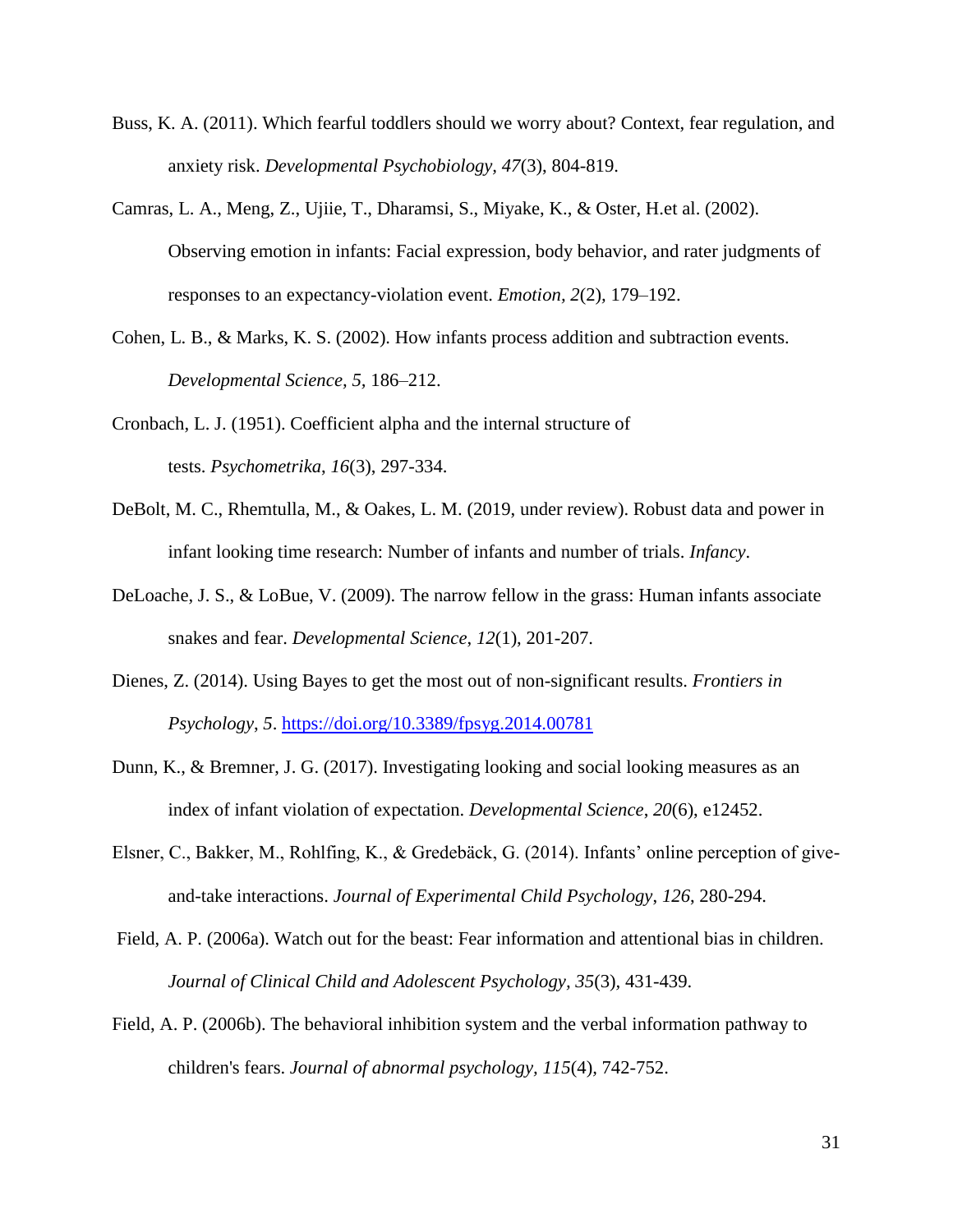Buss, K. A. (2011). Which fearful toddlers should we worry about? Context, fear regulation, and anxiety risk. *Developmental Psychobiology, 47*(3), 804-819.

Camras, L. A., Meng, Z., Ujiie, T., Dharamsi, S., Miyake, K., & Oster, H.et al. (2002). Observing emotion in infants: Facial expression, body behavior, and rater judgments of responses to an expectancy-violation event. *Emotion*, *2*(2), 179–192.

Cohen, L. B., & Marks, K. S. (2002). How infants process addition and subtraction events. *Developmental Science, 5*, 186–212.

Cronbach, L. J. (1951). Coefficient alpha and the internal structure of tests. *Psychometrika*, *16*(3), 297-334.

DeBolt, M. C., Rhemtulla, M., & Oakes, L. M. (2019, under review). Robust data and power in infant looking time research: Number of infants and number of trials. *Infancy*.

DeLoache, J. S., & LoBue, V. (2009). The narrow fellow in the grass: Human infants associate snakes and fear. *Developmental Science*, *12*(1), 201-207.

Dienes, Z. (2014). Using Bayes to get the most out of non-significant results. *Frontiers in Psychology*, *5*. https://doi.org/10.3389/fpsyg.2014.00781

Dunn, K., & Bremner, J. G. (2017). Investigating looking and social looking measures as an index of infant violation of expectation. *Developmental Science*, *20*(6), e12452.

Elsner, C., Bakker, M., Rohlfing, K., & Gredebäck, G. (2014). Infants' online perception of give-and-take interactions. *Journal of Experimental Child Psychology*, *126*, 280-294.

Field, A. P. (2006a). Watch out for the beast: Fear information and attentional bias in children. *Journal of Clinical Child and Adolescent Psychology*, *35*(3), 431-439.

Field, A. P. (2006b). The behavioral inhibition system and the verbal information pathway to children's fears. *Journal of abnormal psychology, 115*(4), 742-752.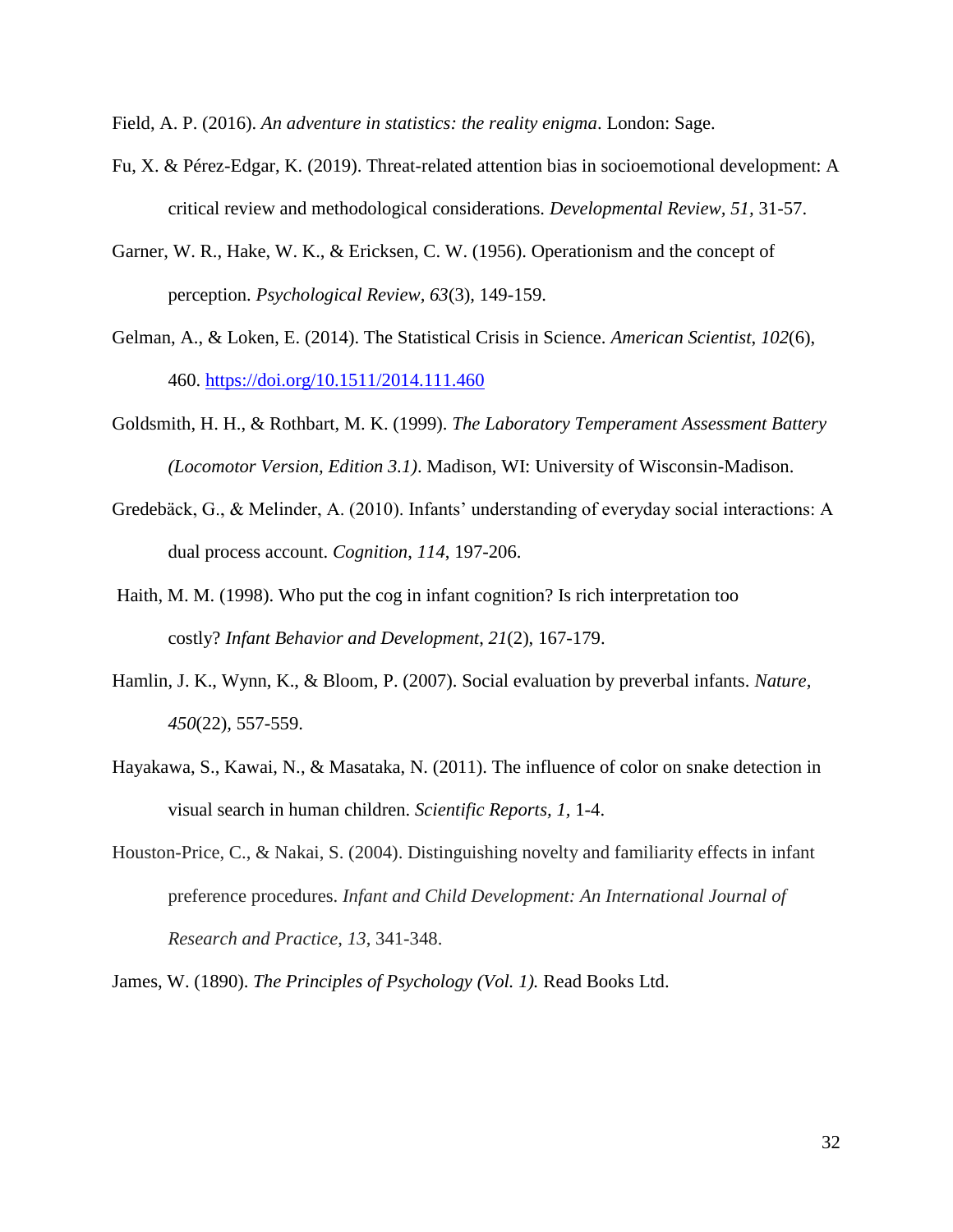Field, A. P. (2016). *An adventure in statistics: the reality enigma*. London: Sage.

Fu, X. & Pérez-Edgar, K. (2019). Threat-related attention bias in socioemotional development: A critical review and methodological considerations. *Developmental Review*, *51*, 31-57.

Garner, W. R., Hake, W. K., & Ericksen, C. W. (1956). Operationism and the concept of perception. *Psychological Review*, *63*(3), 149-159.

Gelman, A., & Loken, E. (2014). The Statistical Crisis in Science. *American Scientist*, *102*(6), 460. https://doi.org/10.1511/2014.111.460

Goldsmith, H. H., & Rothbart, M. K. (1999). *The Laboratory Temperament Assessment Battery (Locomotor Version, Edition 3.1)*. Madison, WI: University of Wisconsin-Madison.

Gredebäck, G., & Melinder, A. (2010). Infants' understanding of everyday social interactions: A dual process account. *Cognition*, *114*, 197-206.

Haith, M. M. (1998). Who put the cog in infant cognition? Is rich interpretation too costly? *Infant Behavior and Development*, *21*(2), 167-179.

Hamlin, J. K., Wynn, K., & Bloom, P. (2007). Social evaluation by preverbal infants. *Nature*, *450*(22), 557-559.

Hayakawa, S., Kawai, N., & Masataka, N. (2011). The influence of color on snake detection in visual search in human children. *Scientific Reports*, *1*, 1-4.

Houston-Price, C., & Nakai, S. (2004). Distinguishing novelty and familiarity effects in infant preference procedures. *Infant and Child Development: An International Journal of Research and Practice*, *13*, 341-348.

James, W. (1890). *The Principles of Psychology (Vol. 1).* Read Books Ltd.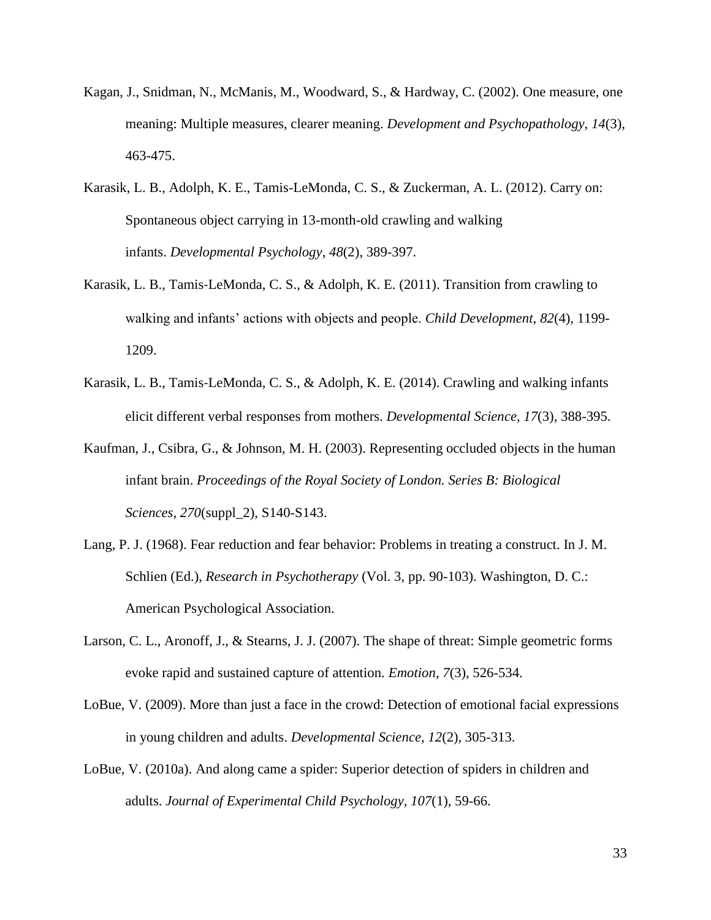Kagan, J., Snidman, N., McManis, M., Woodward, S., & Hardway, C. (2002). One measure, one meaning: Multiple measures, clearer meaning. *Development and Psychopathology, 14*(3), 463-475.

Karasik, L. B., Adolph, K. E., Tamis-LeMonda, C. S., & Zuckerman, A. L. (2012). Carry on: Spontaneous object carrying in 13-month-old crawling and walking infants. *Developmental Psychology*, *48*(2), 389-397.

Karasik, L. B., Tamis‐LeMonda, C. S., & Adolph, K. E. (2011). Transition from crawling to walking and infants' actions with objects and people. *Child Development*, *82*(4), 1199-1209.

Karasik, L. B., Tamis‐LeMonda, C. S., & Adolph, K. E. (2014). Crawling and walking infants elicit different verbal responses from mothers. *Developmental Science*, *17*(3), 388-395.

Kaufman, J., Csibra, G., & Johnson, M. H. (2003). Representing occluded objects in the human infant brain. *Proceedings of the Royal Society of London. Series B: Biological Sciences*, *270*(suppl_2), S140-S143.

Lang, P. J. (1968). Fear reduction and fear behavior: Problems in treating a construct. In J. M. Schlien (Ed.), *Research in Psychotherapy* (Vol. 3, pp. 90-103). Washington, D. C.: American Psychological Association.

Larson, C. L., Aronoff, J., & Stearns, J. J. (2007). The shape of threat: Simple geometric forms evoke rapid and sustained capture of attention. *Emotion*, *7*(3), 526-534.

LoBue, V. (2009). More than just a face in the crowd: Detection of emotional facial expressions in young children and adults. *Developmental Science, 12*(2)*,* 305-313.

LoBue, V. (2010a). And along came a spider: Superior detection of spiders in children and adults. *Journal of Experimental Child Psychology*, *107*(1)*,* 59-66.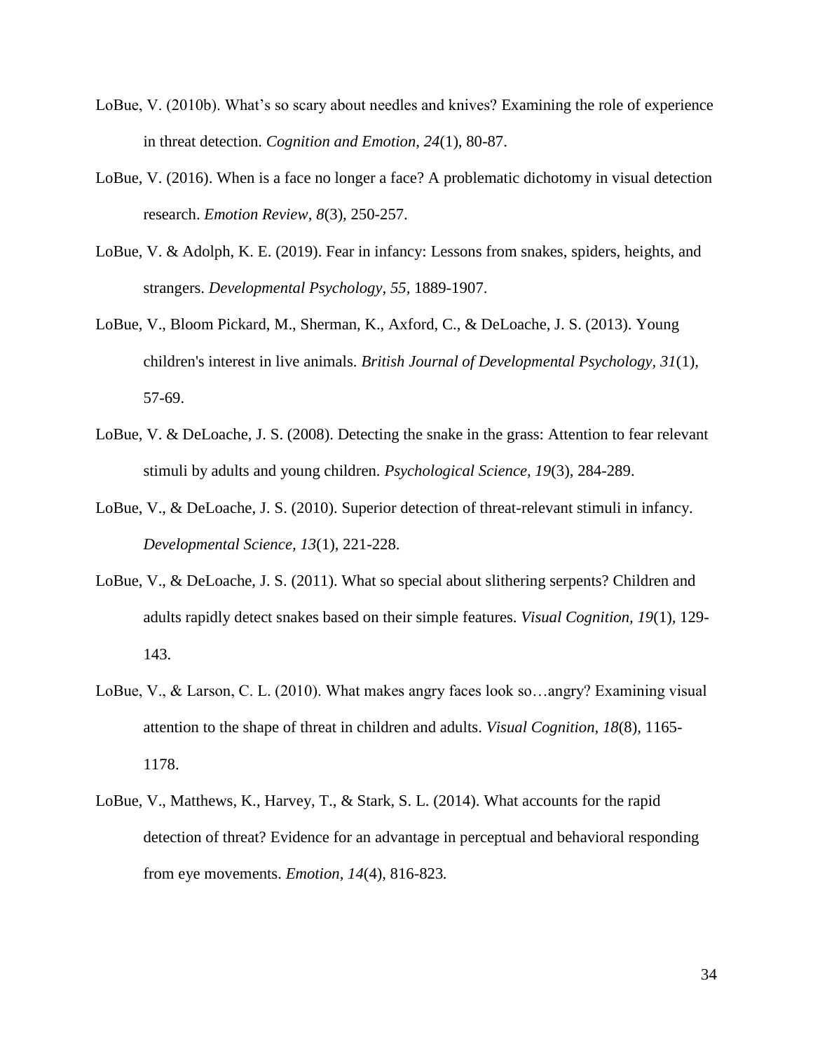LoBue, V. (2010b). What's so scary about needles and knives? Examining the role of experience in threat detection. *Cognition and Emotion, 24*(1), 80-87.

LoBue, V. (2016). When is a face no longer a face? A problematic dichotomy in visual detection research. *Emotion Review, 8*(3), 250-257.

LoBue, V. & Adolph, K. E. (2019). Fear in infancy: Lessons from snakes, spiders, heights, and strangers. *Developmental Psychology, 55*, 1889-1907.

LoBue, V., Bloom Pickard, M., Sherman, K., Axford, C., & DeLoache, J. S. (2013). Young children's interest in live animals. *British Journal of Developmental Psychology, 31*(1), 57-69.

LoBue, V. & DeLoache, J. S. (2008). Detecting the snake in the grass: Attention to fear relevant stimuli by adults and young children. *Psychological Science, 19*(3), 284-289.

LoBue, V., & DeLoache, J. S. (2010). Superior detection of threat-relevant stimuli in infancy. *Developmental Science, 13*(1), 221-228.

LoBue, V., & DeLoache, J. S. (2011). What so special about slithering serpents? Children and adults rapidly detect snakes based on their simple features. *Visual Cognition, 19*(1), 129-143.

LoBue, V., & Larson, C. L. (2010). What makes angry faces look so…angry? Examining visual attention to the shape of threat in children and adults. *Visual Cognition, 18*(8), 1165-1178.

LoBue, V., Matthews, K., Harvey, T., & Stark, S. L. (2014). What accounts for the rapid detection of threat? Evidence for an advantage in perceptual and behavioral responding from eye movements. *Emotion, 14*(4), 816-823.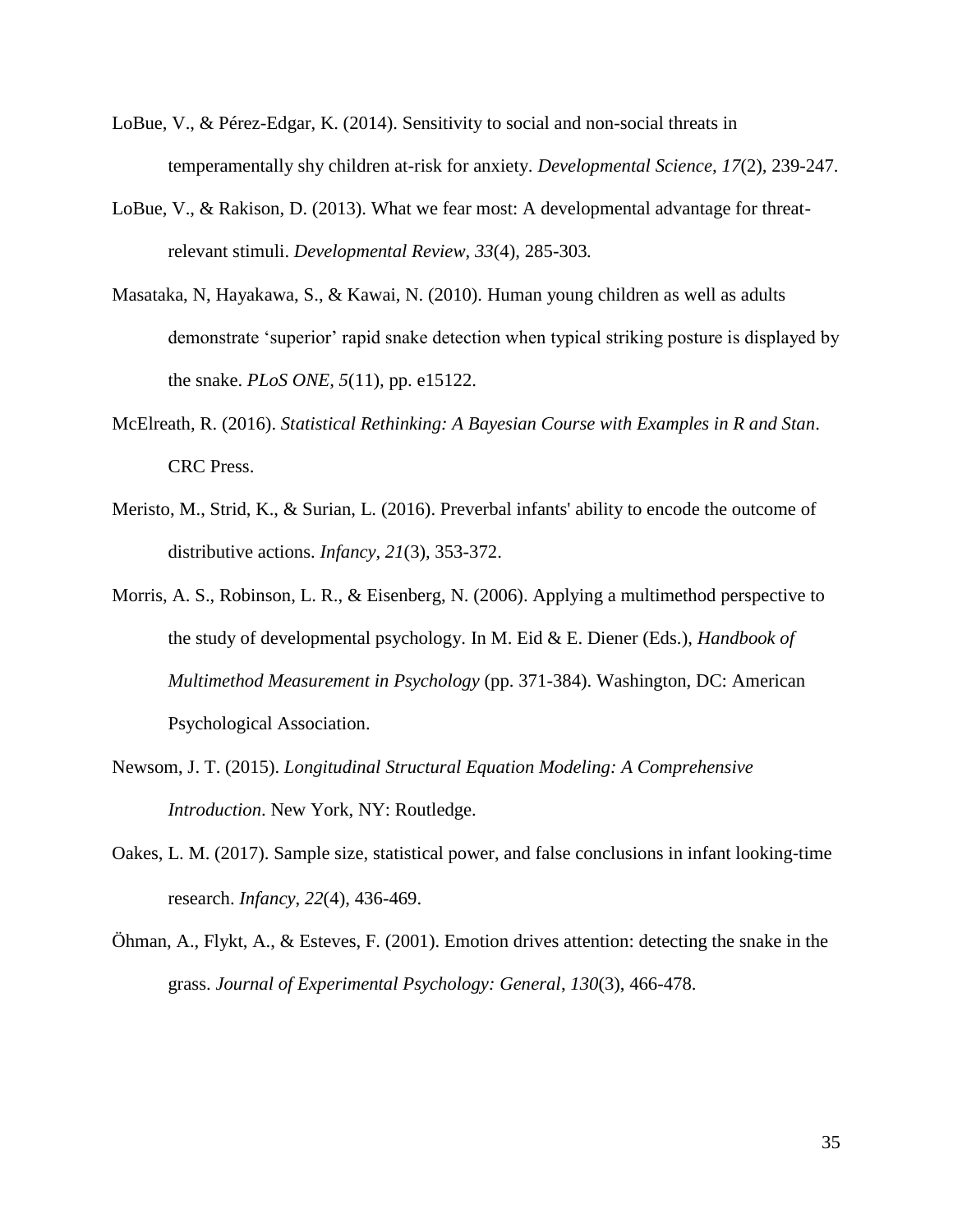LoBue, V., & Pérez-Edgar, K. (2014). Sensitivity to social and non-social threats in temperamentally shy children at-risk for anxiety. *Developmental Science*, *17*(2), 239-247.

LoBue, V., & Rakison, D. (2013). What we fear most: A developmental advantage for threat-relevant stimuli. *Developmental Review*, *33*(4), 285-303.

Masataka, N, Hayakawa, S., & Kawai, N. (2010). Human young children as well as adults demonstrate 'superior' rapid snake detection when typical striking posture is displayed by the snake. *PLoS ONE, 5*(11), pp. e15122.

McElreath, R. (2016). *Statistical Rethinking: A Bayesian Course with Examples in R and Stan*. CRC Press.

Meristo, M., Strid, K., & Surian, L. (2016). Preverbal infants' ability to encode the outcome of distributive actions. *Infancy, 21*(3), 353-372.

Morris, A. S., Robinson, L. R., & Eisenberg, N. (2006). Applying a multimethod perspective to the study of developmental psychology. In M. Eid & E. Diener (Eds.), *Handbook of Multimethod Measurement in Psychology* (pp. 371-384). Washington, DC: American Psychological Association.

Newsom, J. T. (2015). *Longitudinal Structural Equation Modeling: A Comprehensive Introduction*. New York, NY: Routledge.

Oakes, L. M. (2017). Sample size, statistical power, and false conclusions in infant looking-time research. *Infancy*, *22*(4), 436-469.

Öhman, A., Flykt, A., & Esteves, F. (2001). Emotion drives attention: detecting the snake in the grass. *Journal of Experimental Psychology: General*, *130*(3), 466-478.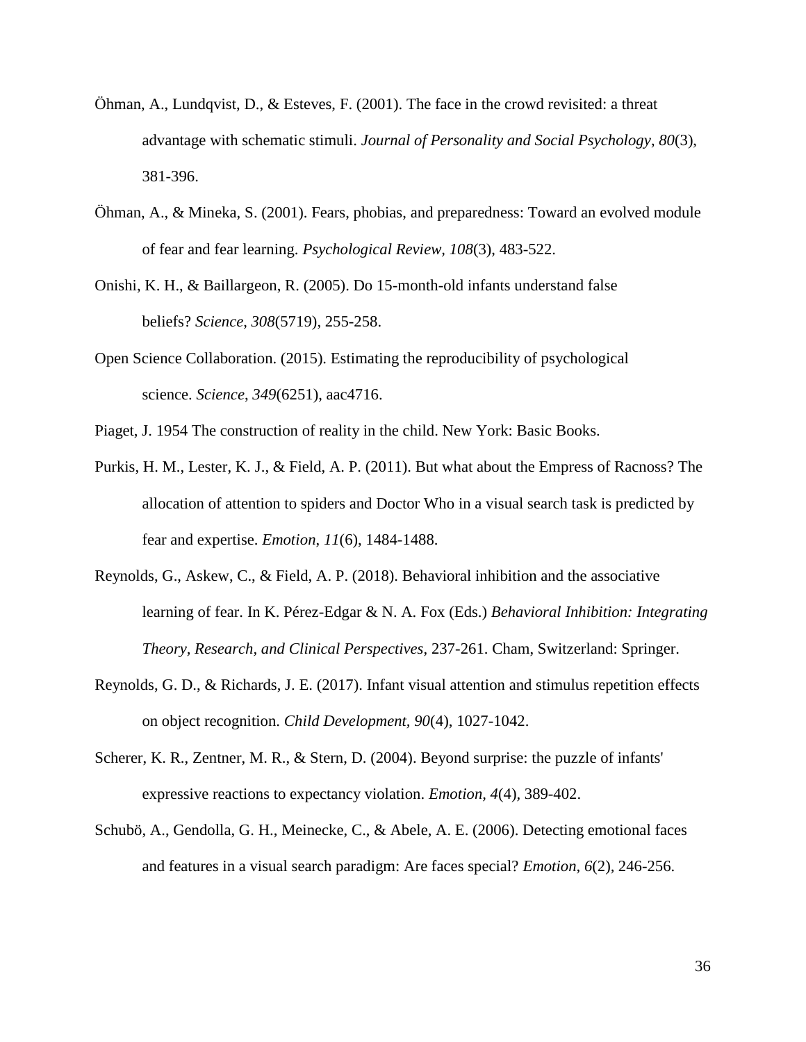Öhman, A., Lundqvist, D., & Esteves, F. (2001). The face in the crowd revisited: a threat advantage with schematic stimuli. *Journal of Personality and Social Psychology*, *80*(3), 381-396.

Öhman, A., & Mineka, S. (2001). Fears, phobias, and preparedness: Toward an evolved module of fear and fear learning. *Psychological Review, 108*(3), 483-522.

Onishi, K. H., & Baillargeon, R. (2005). Do 15-month-old infants understand false beliefs? *Science*, *308*(5719), 255-258.

Open Science Collaboration. (2015). Estimating the reproducibility of psychological science. *Science*, *349*(6251), aac4716.

Piaget, J. 1954 The construction of reality in the child. New York: Basic Books.

Purkis, H. M., Lester, K. J., & Field, A. P. (2011). But what about the Empress of Racnoss? The allocation of attention to spiders and Doctor Who in a visual search task is predicted by fear and expertise. *Emotion*, *11*(6), 1484-1488.

Reynolds, G., Askew, C., & Field, A. P. (2018). Behavioral inhibition and the associative learning of fear. In K. Pérez-Edgar & N. A. Fox (Eds.) *Behavioral Inhibition: Integrating Theory, Research, and Clinical Perspectives*, 237-261. Cham, Switzerland: Springer.

Reynolds, G. D., & Richards, J. E. (2017). Infant visual attention and stimulus repetition effects on object recognition. *Child Development*, *90*(4), 1027-1042.

Scherer, K. R., Zentner, M. R., & Stern, D. (2004). Beyond surprise: the puzzle of infants' expressive reactions to expectancy violation. *Emotion*, *4*(4), 389-402.

Schubö, A., Gendolla, G. H., Meinecke, C., & Abele, A. E. (2006). Detecting emotional faces and features in a visual search paradigm: Are faces special? *Emotion*, *6*(2), 246-256.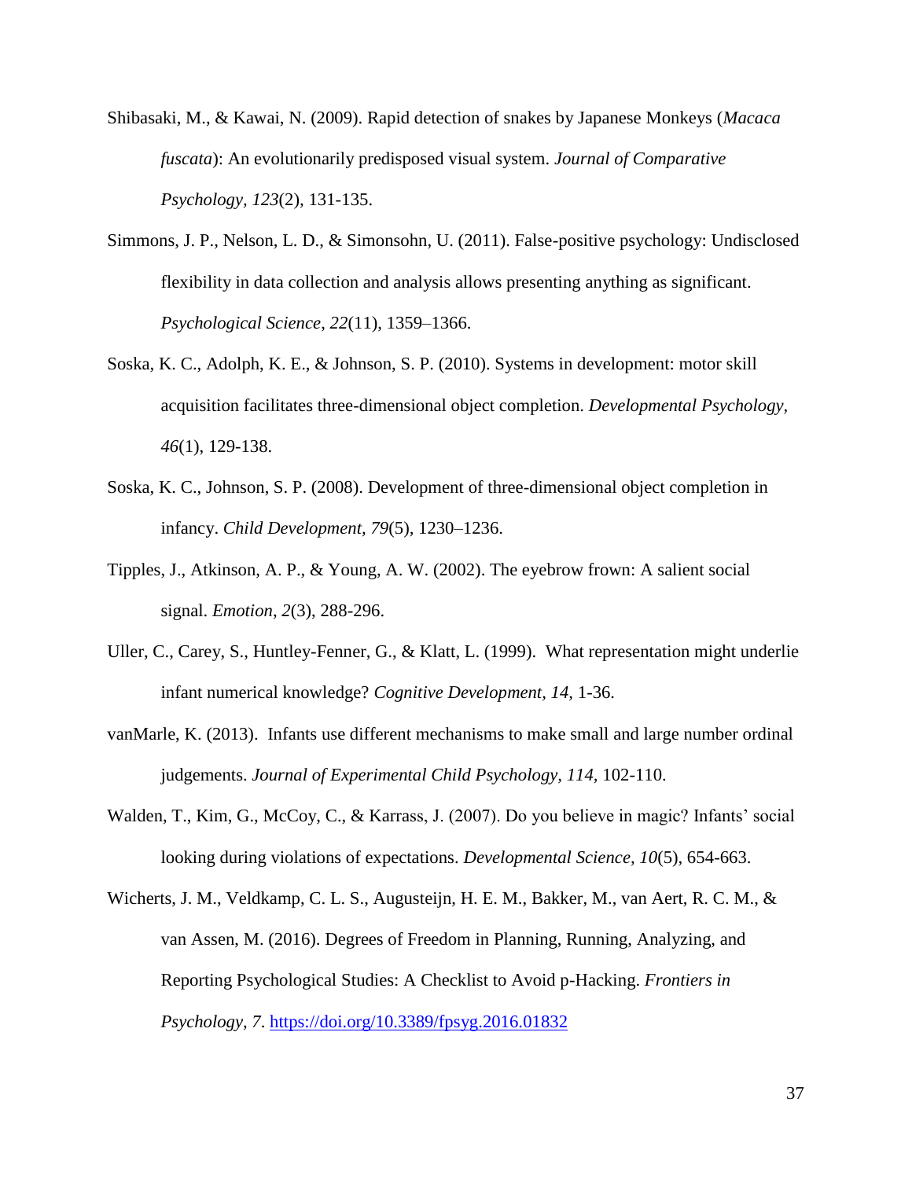Shibasaki, M., & Kawai, N. (2009). Rapid detection of snakes by Japanese Monkeys (*Macaca fuscata*): An evolutionarily predisposed visual system. *Journal of Comparative Psychology, 123*(2), 131-135.

Simmons, J. P., Nelson, L. D., & Simonsohn, U. (2011). False-positive psychology: Undisclosed flexibility in data collection and analysis allows presenting anything as significant. *Psychological Science*, *22*(11), 1359–1366.

Soska, K. C., Adolph, K. E., & Johnson, S. P. (2010). Systems in development: motor skill acquisition facilitates three-dimensional object completion. *Developmental Psychology, 46*(1), 129-138.

Soska, K. C., Johnson, S. P. (2008). Development of three-dimensional object completion in infancy. *Child Development, 79*(5), 1230–1236.

Tipples, J., Atkinson, A. P., & Young, A. W. (2002). The eyebrow frown: A salient social signal. *Emotion, 2*(3), 288-296.

Uller, C., Carey, S., Huntley-Fenner, G., & Klatt, L. (1999). What representation might underlie infant numerical knowledge? *Cognitive Development, 14,* 1-36.

vanMarle, K. (2013). Infants use different mechanisms to make small and large number ordinal judgements. *Journal of Experimental Child Psychology, 114,* 102-110.

Walden, T., Kim, G., McCoy, C., & Karrass, J. (2007). Do you believe in magic? Infants' social looking during violations of expectations. *Developmental Science, 10*(5), 654-663.

Wicherts, J. M., Veldkamp, C. L. S., Augusteijn, H. E. M., Bakker, M., van Aert, R. C. M., & van Assen, M. (2016). Degrees of Freedom in Planning, Running, Analyzing, and Reporting Psychological Studies: A Checklist to Avoid p-Hacking. *Frontiers in Psychology*, *7*. https://doi.org/10.3389/fpsyg.2016.01832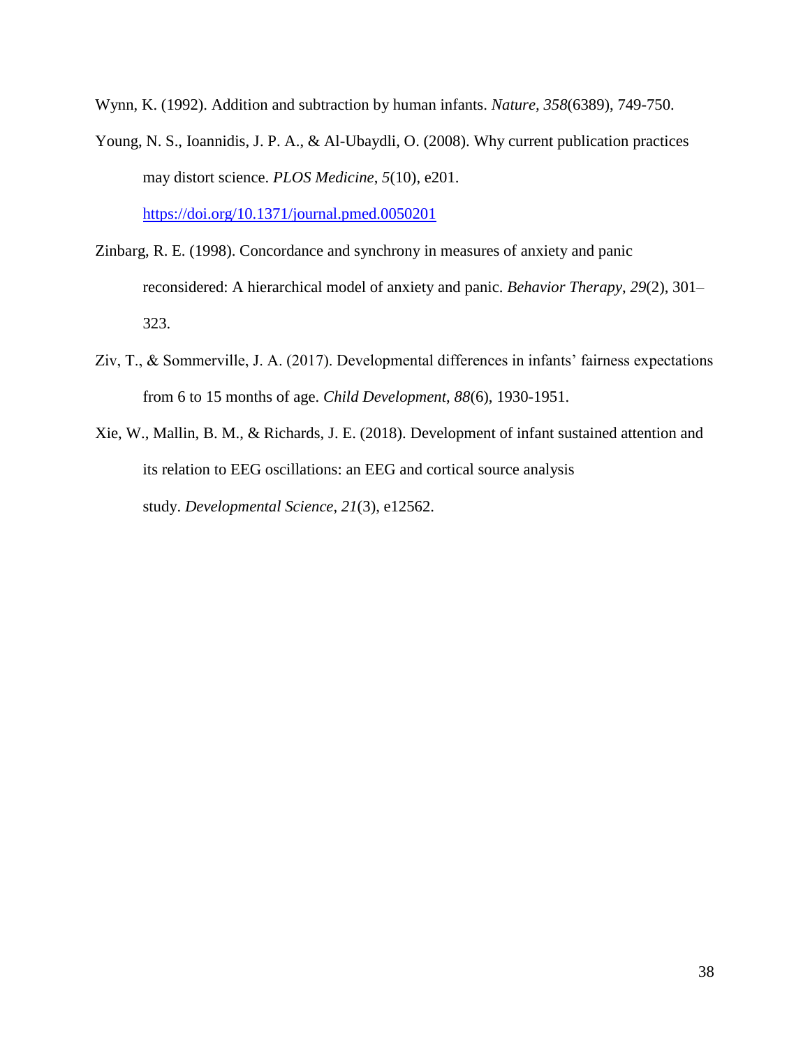Wynn, K. (1992). Addition and subtraction by human infants. *Nature*, *358*(6389), 749-750.

Young, N. S., Ioannidis, J. P. A., & Al-Ubaydli, O. (2008). Why current publication practices may distort science. *PLOS Medicine*, *5*(10), e201. https://doi.org/10.1371/journal.pmed.0050201

Zinbarg, R. E. (1998). Concordance and synchrony in measures of anxiety and panic reconsidered: A hierarchical model of anxiety and panic. *Behavior Therapy*, *29*(2), 301–323.

Ziv, T., & Sommerville, J. A. (2017). Developmental differences in infants' fairness expectations from 6 to 15 months of age. *Child Development*, *88*(6), 1930-1951.

Xie, W., Mallin, B. M., & Richards, J. E. (2018). Development of infant sustained attention and its relation to EEG oscillations: an EEG and cortical source analysis study. *Developmental Science*, *21*(3), e12562.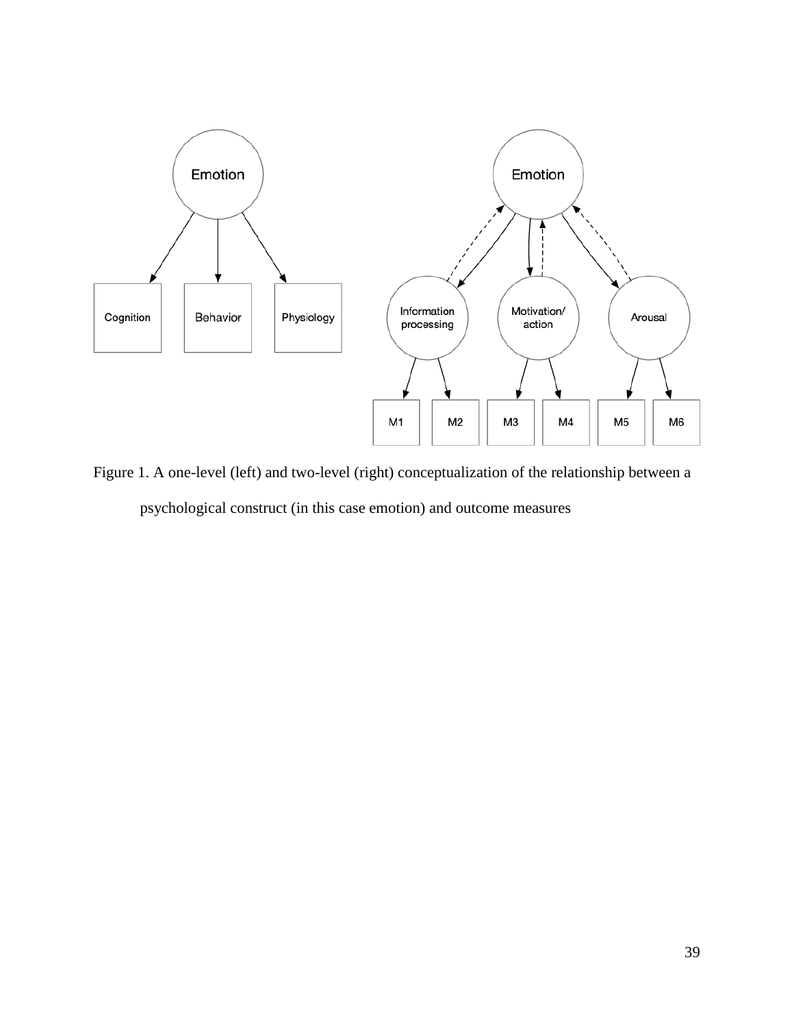Figure 1. A one-level (left) and two-level (right) conceptualization of the relationship between a psychological construct (in this case emotion) and outcome measures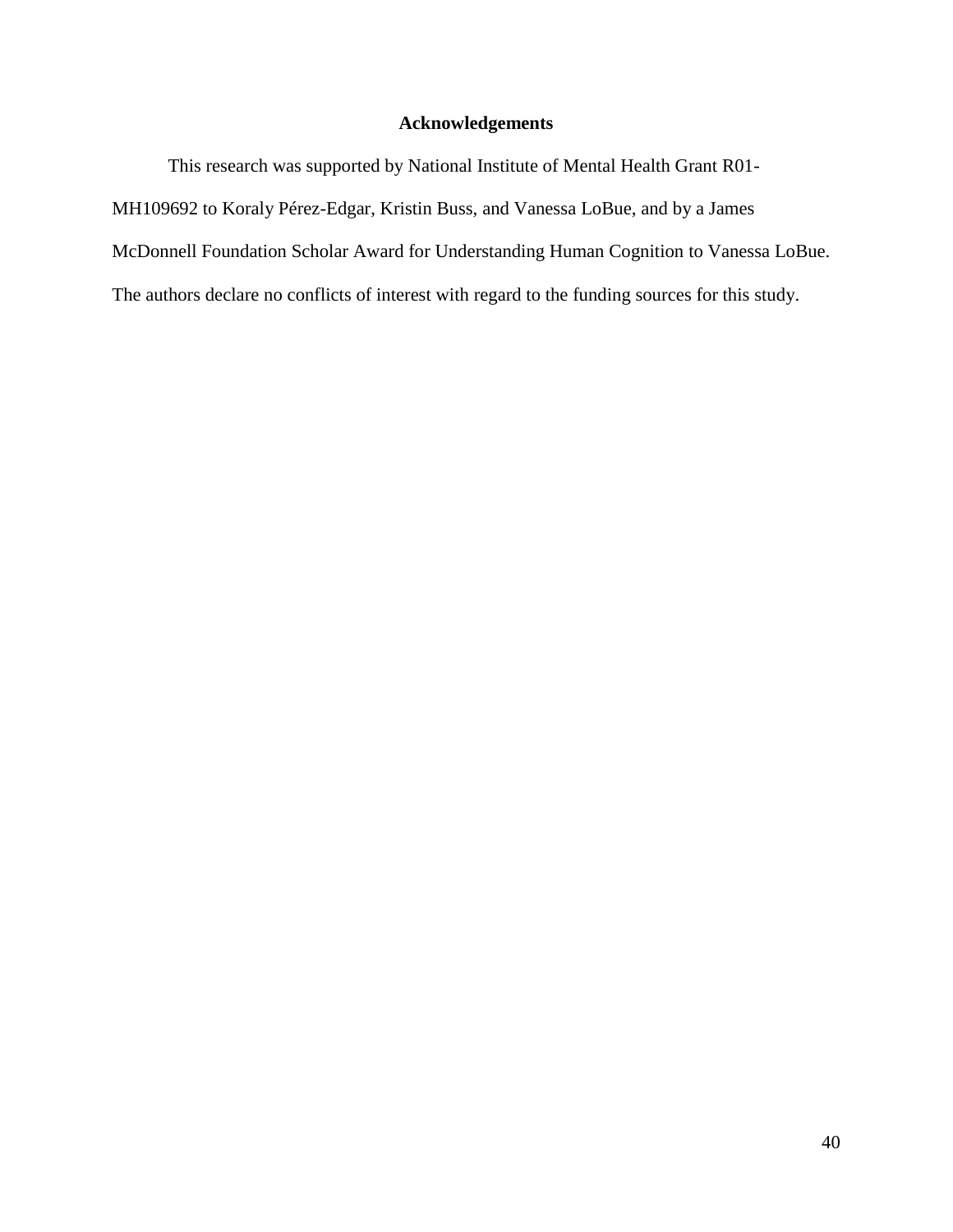## Acknowledgements

This research was supported by National Institute of Mental Health Grant R01-MH109692 to Koraly Pérez-Edgar, Kristin Buss, and Vanessa LoBue, and by a James McDonnell Foundation Scholar Award for Understanding Human Cognition to Vanessa LoBue. The authors declare no conflicts of interest with regard to the funding sources for this study.